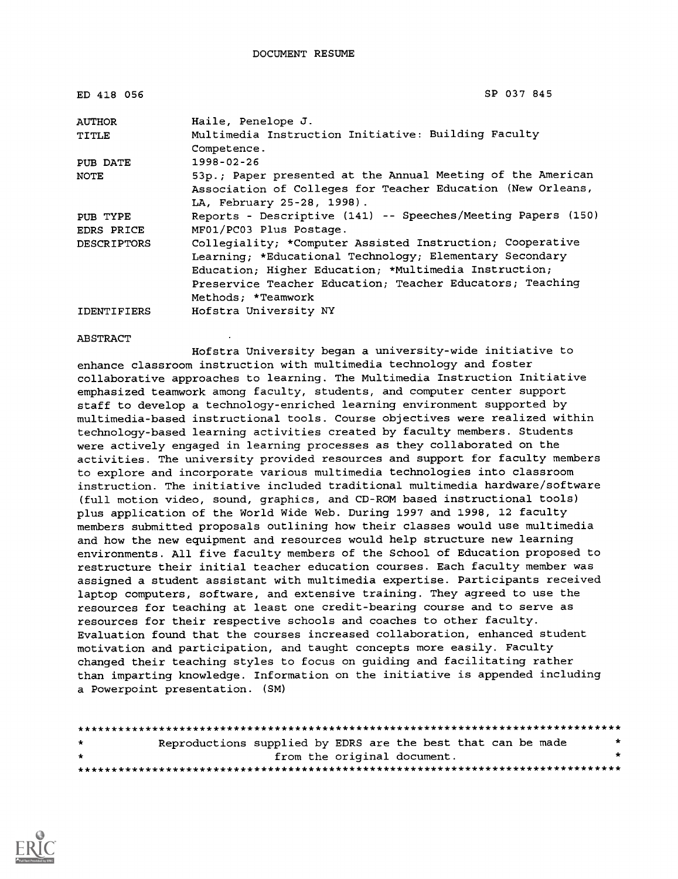DOCUMENT RESUME

| | |
|---|---|
| ED 418 056 | SP 037 845 |
| AUTHOR | Haile, Penelope J. |
| TITLE | Multimedia Instruction Initiative: Building Faculty Competence. |
| PUB DATE | 1998-02-26 |
| NOTE | 53p.; Paper presented at the Annual Meeting of the American Association of Colleges for Teacher Education (New Orleans, LA, February 25-28, 1998). |
| PUB TYPE | Reports - Descriptive (141) -- Speeches/Meeting Papers (150) |
| EDRS PRICE | MF01/PC03 Plus Postage. |
| DESCRIPTORS | Collegiality; *Computer Assisted Instruction; Cooperative Learning; *Educational Technology; Elementary Secondary Education; Higher Education; *Multimedia Instruction; Preservice Teacher Education; Teacher Educators; Teaching Methods; *Teamwork |
| IDENTIFIERS | Hofstra University NY |

ABSTRACT

Hofstra University began a university-wide initiative to enhance classroom instruction with multimedia technology and foster collaborative approaches to learning. The Multimedia Instruction Initiative emphasized teamwork among faculty, students, and computer center support staff to develop a technology-enriched learning environment supported by multimedia-based instructional tools. Course objectives were realized within technology-based learning activities created by faculty members. Students were actively engaged in learning processes as they collaborated on the activities. The university provided resources and support for faculty members to explore and incorporate various multimedia technologies into classroom instruction. The initiative included traditional multimedia hardware/software (full motion video, sound, graphics, and CD-ROM based instructional tools) plus application of the World Wide Web. During 1997 and 1998, 12 faculty members submitted proposals outlining how their classes would use multimedia and how the new equipment and resources would help structure new learning environments. All five faculty members of the School of Education proposed to restructure their initial teacher education courses. Each faculty member was assigned a student assistant with multimedia expertise. Participants received laptop computers, software, and extensive training. They agreed to use the resources for teaching at least one credit-bearing course and to serve as resources for their respective schools and coaches to other faculty. Evaluation found that the courses increased collaboration, enhanced student motivation and participation, and taught concepts more easily. Faculty changed their teaching styles to focus on guiding and facilitating rather than imparting knowledge. Information on the initiative is appended including a Powerpoint presentation. (SM)

********************************************************************************
* Reproductions supplied by EDRS are the best that can be made *
* from the original document. *
********************************************************************************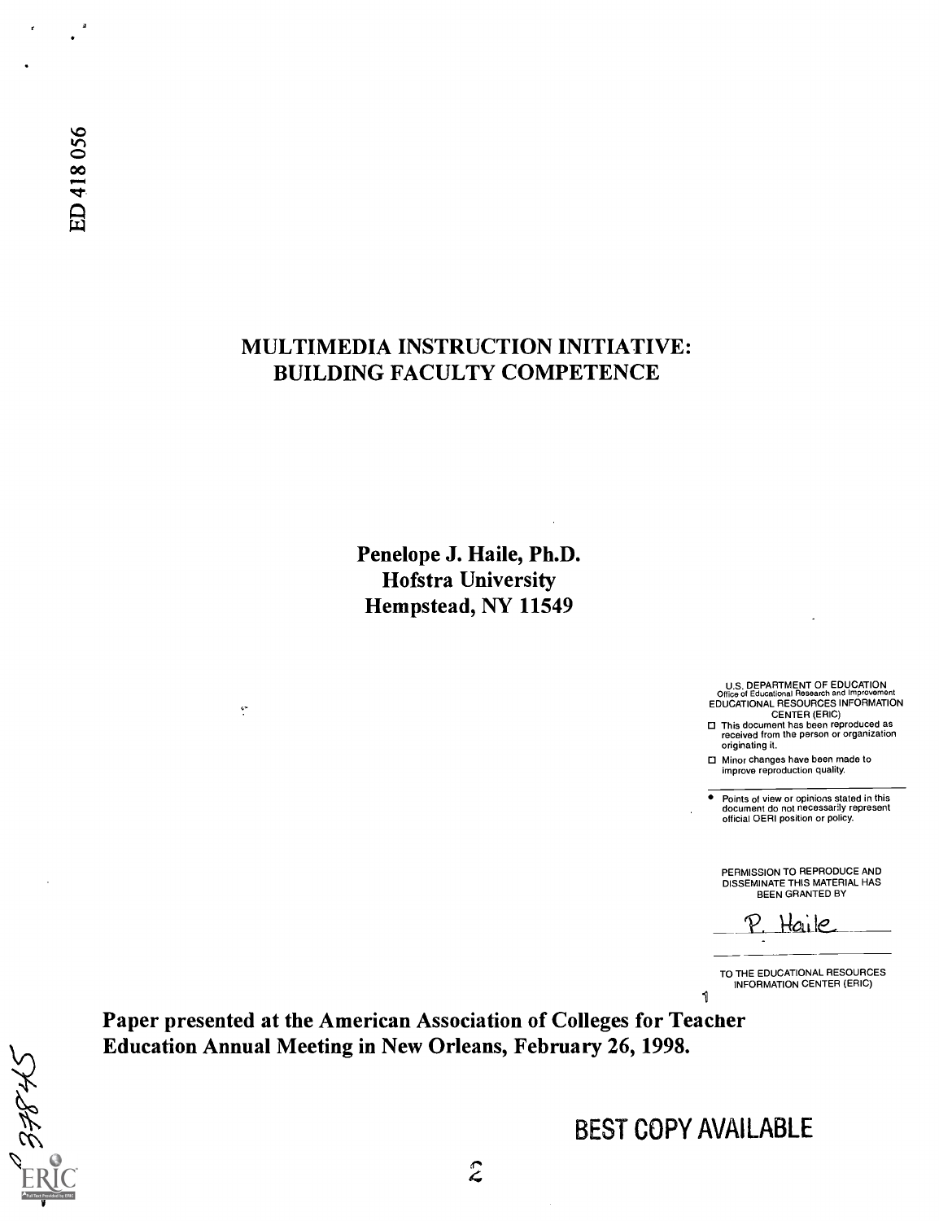ED 418 056

# MULTIMEDIA INSTRUCTION INITIATIVE: BUILDING FACULTY COMPETENCE

**Penelope J. Haile, Ph.D.**
**Hofstra University**
**Hempstead, NY 11549**

U.S. DEPARTMENT OF EDUCATION
Office of Educational Research and Improvement
EDUCATIONAL RESOURCES INFORMATION CENTER (ERIC)

- This document has been reproduced as received from the person or organization originating it.
- Minor changes have been made to improve reproduction quality.

- Points of view or opinions stated in this document do not necessarily represent official OERI position or policy.

PERMISSION TO REPRODUCE AND DISSEMINATE THIS MATERIAL HAS BEEN GRANTED BY

P. Haile

TO THE EDUCATIONAL RESOURCES INFORMATION CENTER (ERIC)

**Paper presented at the American Association of Colleges for Teacher Education Annual Meeting in New Orleans, February 26, 1998.**

BEST COPY AVAILABLE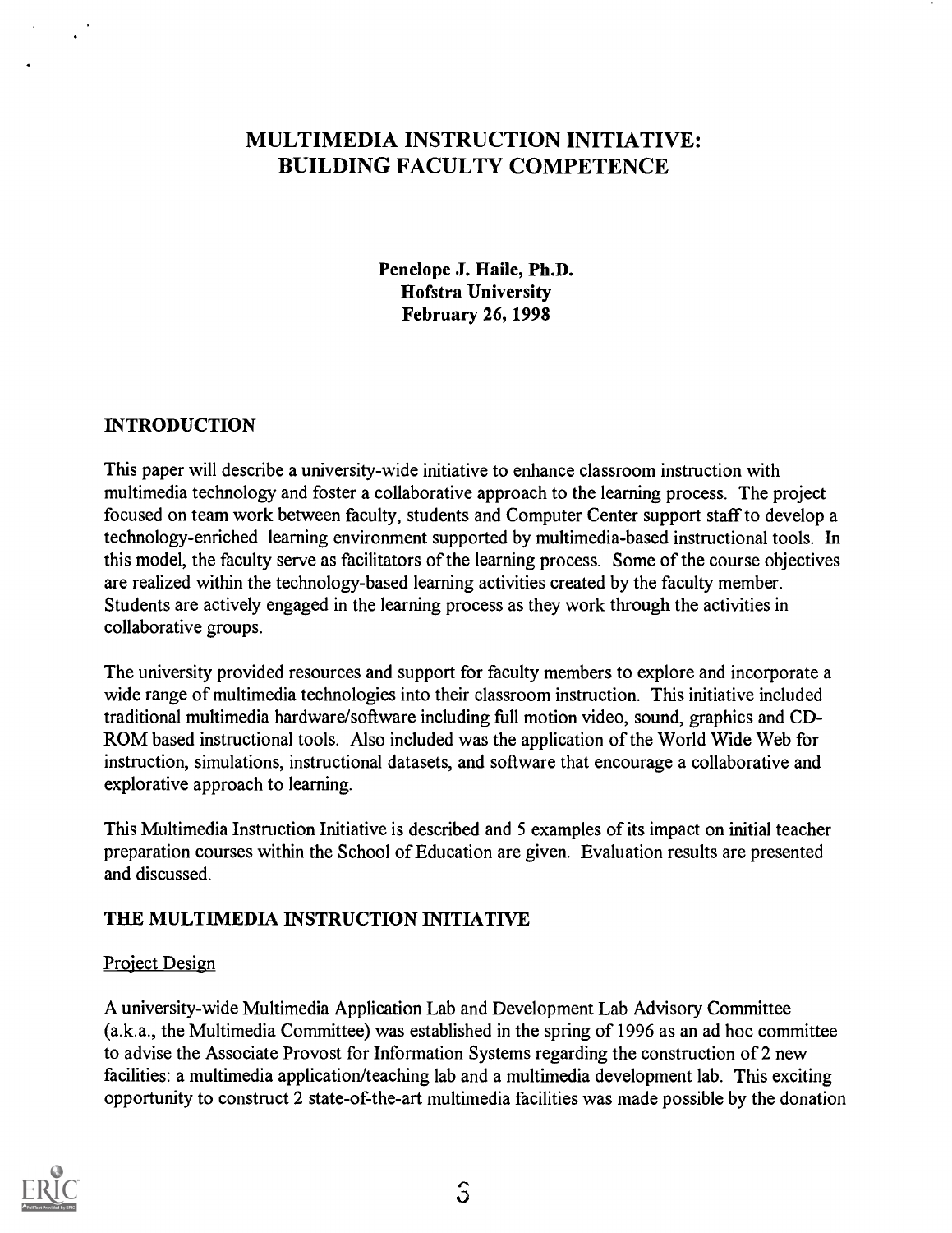# MULTIMEDIA INSTRUCTION INITIATIVE: BUILDING FACULTY COMPETENCE

**Penelope J. Haile, Ph.D.**
**Hofstra University**
**February 26, 1998**

## INTRODUCTION

This paper will describe a university-wide initiative to enhance classroom instruction with multimedia technology and foster a collaborative approach to the learning process. The project focused on team work between faculty, students and Computer Center support staff to develop a technology-enriched learning environment supported by multimedia-based instructional tools. In this model, the faculty serve as facilitators of the learning process. Some of the course objectives are realized within the technology-based learning activities created by the faculty member. Students are actively engaged in the learning process as they work through the activities in collaborative groups.

The university provided resources and support for faculty members to explore and incorporate a wide range of multimedia technologies into their classroom instruction. This initiative included traditional multimedia hardware/software including full motion video, sound, graphics and CD-ROM based instructional tools. Also included was the application of the World Wide Web for instruction, simulations, instructional datasets, and software that encourage a collaborative and explorative approach to learning.

This Multimedia Instruction Initiative is described and 5 examples of its impact on initial teacher preparation courses within the School of Education are given. Evaluation results are presented and discussed.

## THE MULTIMEDIA INSTRUCTION INITIATIVE

### Project Design

A university-wide Multimedia Application Lab and Development Lab Advisory Committee (a.k.a., the Multimedia Committee) was established in the spring of 1996 as an ad hoc committee to advise the Associate Provost for Information Systems regarding the construction of 2 new facilities: a multimedia application/teaching lab and a multimedia development lab. This exciting opportunity to construct 2 state-of-the-art multimedia facilities was made possible by the donation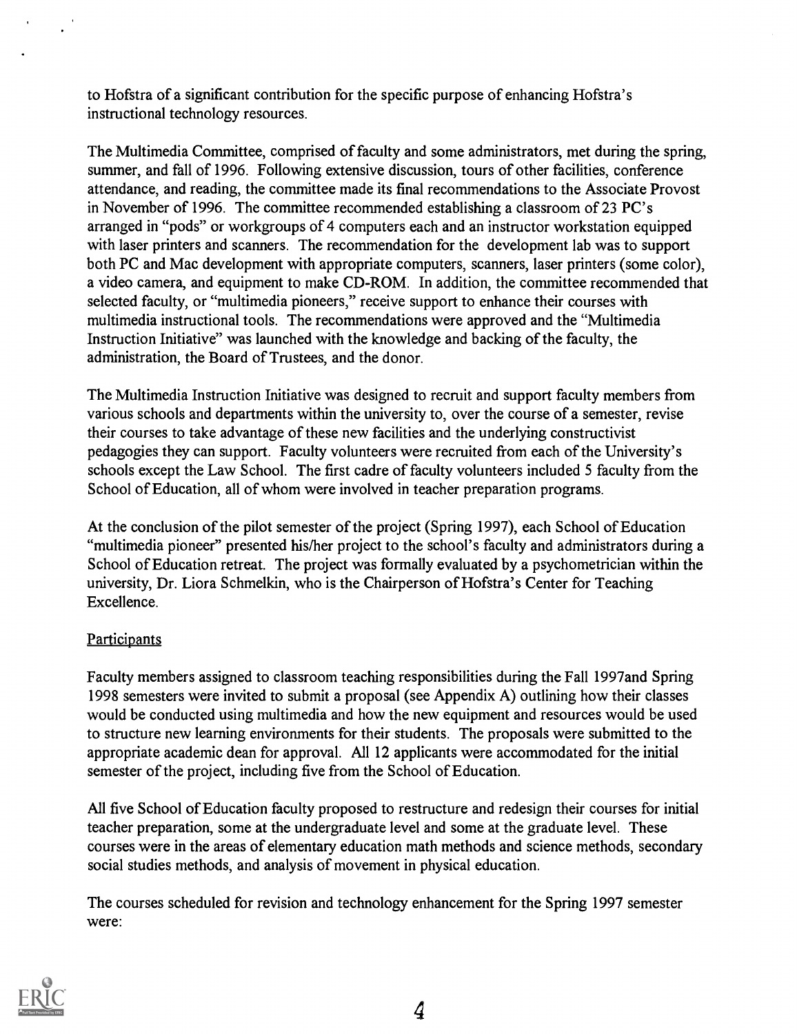to Hofstra of a significant contribution for the specific purpose of enhancing Hofstra's instructional technology resources.

The Multimedia Committee, comprised of faculty and some administrators, met during the spring, summer, and fall of 1996. Following extensive discussion, tours of other facilities, conference attendance, and reading, the committee made its final recommendations to the Associate Provost in November of 1996. The committee recommended establishing a classroom of 23 PC's arranged in "pods" or workgroups of 4 computers each and an instructor workstation equipped with laser printers and scanners. The recommendation for the development lab was to support both PC and Mac development with appropriate computers, scanners, laser printers (some color), a video camera, and equipment to make CD-ROM. In addition, the committee recommended that selected faculty, or "multimedia pioneers," receive support to enhance their courses with multimedia instructional tools. The recommendations were approved and the "Multimedia Instruction Initiative" was launched with the knowledge and backing of the faculty, the administration, the Board of Trustees, and the donor.

The Multimedia Instruction Initiative was designed to recruit and support faculty members from various schools and departments within the university to, over the course of a semester, revise their courses to take advantage of these new facilities and the underlying constructivist pedagogies they can support. Faculty volunteers were recruited from each of the University's schools except the Law School. The first cadre of faculty volunteers included 5 faculty from the School of Education, all of whom were involved in teacher preparation programs.

At the conclusion of the pilot semester of the project (Spring 1997), each School of Education "multimedia pioneer" presented his/her project to the school's faculty and administrators during a School of Education retreat. The project was formally evaluated by a psychometrician within the university, Dr. Liora Schmelkin, who is the Chairperson of Hofstra's Center for Teaching Excellence.

Participants

Faculty members assigned to classroom teaching responsibilities during the Fall 1997and Spring 1998 semesters were invited to submit a proposal (see Appendix A) outlining how their classes would be conducted using multimedia and how the new equipment and resources would be used to structure new learning environments for their students. The proposals were submitted to the appropriate academic dean for approval. All 12 applicants were accommodated for the initial semester of the project, including five from the School of Education.

All five School of Education faculty proposed to restructure and redesign their courses for initial teacher preparation, some at the undergraduate level and some at the graduate level. These courses were in the areas of elementary education math methods and science methods, secondary social studies methods, and analysis of movement in physical education.

The courses scheduled for revision and technology enhancement for the Spring 1997 semester were: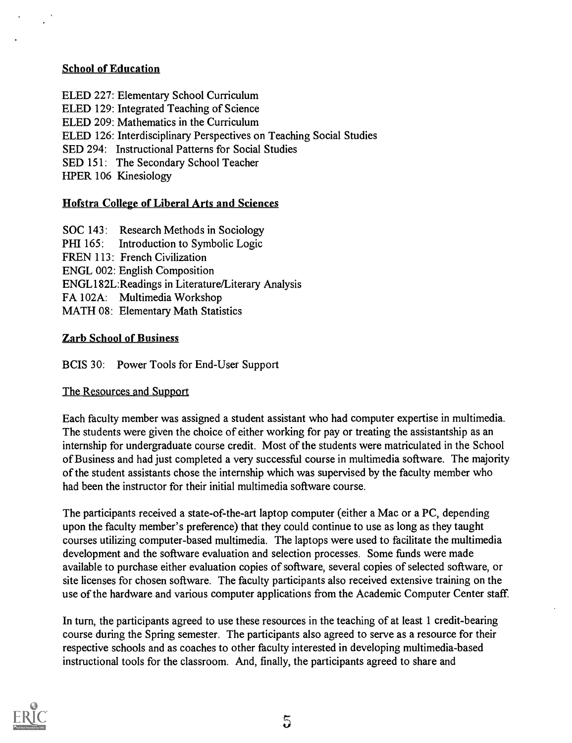**School of Education**

ELED 227: Elementary School Curriculum
ELED 129: Integrated Teaching of Science
ELED 209: Mathematics in the Curriculum
ELED 126: Interdisciplinary Perspectives on Teaching Social Studies
SED 294: Instructional Patterns for Social Studies
SED 151: The Secondary School Teacher
HPER 106 Kinesiology

**Hofstra College of Liberal Arts and Sciences**

SOC 143: Research Methods in Sociology
PHI 165: Introduction to Symbolic Logic
FREN 113: French Civilization
ENGL 002: English Composition
ENGL182L:Readings in Literature/Literary Analysis
FA 102A: Multimedia Workshop
MATH 08: Elementary Math Statistics

**Zarb School of Business**

BCIS 30: Power Tools for End-User Support

The Resources and Support

Each faculty member was assigned a student assistant who had computer expertise in multimedia. The students were given the choice of either working for pay or treating the assistantship as an internship for undergraduate course credit. Most of the students were matriculated in the School of Business and had just completed a very successful course in multimedia software. The majority of the student assistants chose the internship which was supervised by the faculty member who had been the instructor for their initial multimedia software course.

The participants received a state-of-the-art laptop computer (either a Mac or a PC, depending upon the faculty member's preference) that they could continue to use as long as they taught courses utilizing computer-based multimedia. The laptops were used to facilitate the multimedia development and the software evaluation and selection processes. Some funds were made available to purchase either evaluation copies of software, several copies of selected software, or site licenses for chosen software. The faculty participants also received extensive training on the use of the hardware and various computer applications from the Academic Computer Center staff.

In turn, the participants agreed to use these resources in the teaching of at least 1 credit-bearing course during the Spring semester. The participants also agreed to serve as a resource for their respective schools and as coaches to other faculty interested in developing multimedia-based instructional tools for the classroom. And, finally, the participants agreed to share and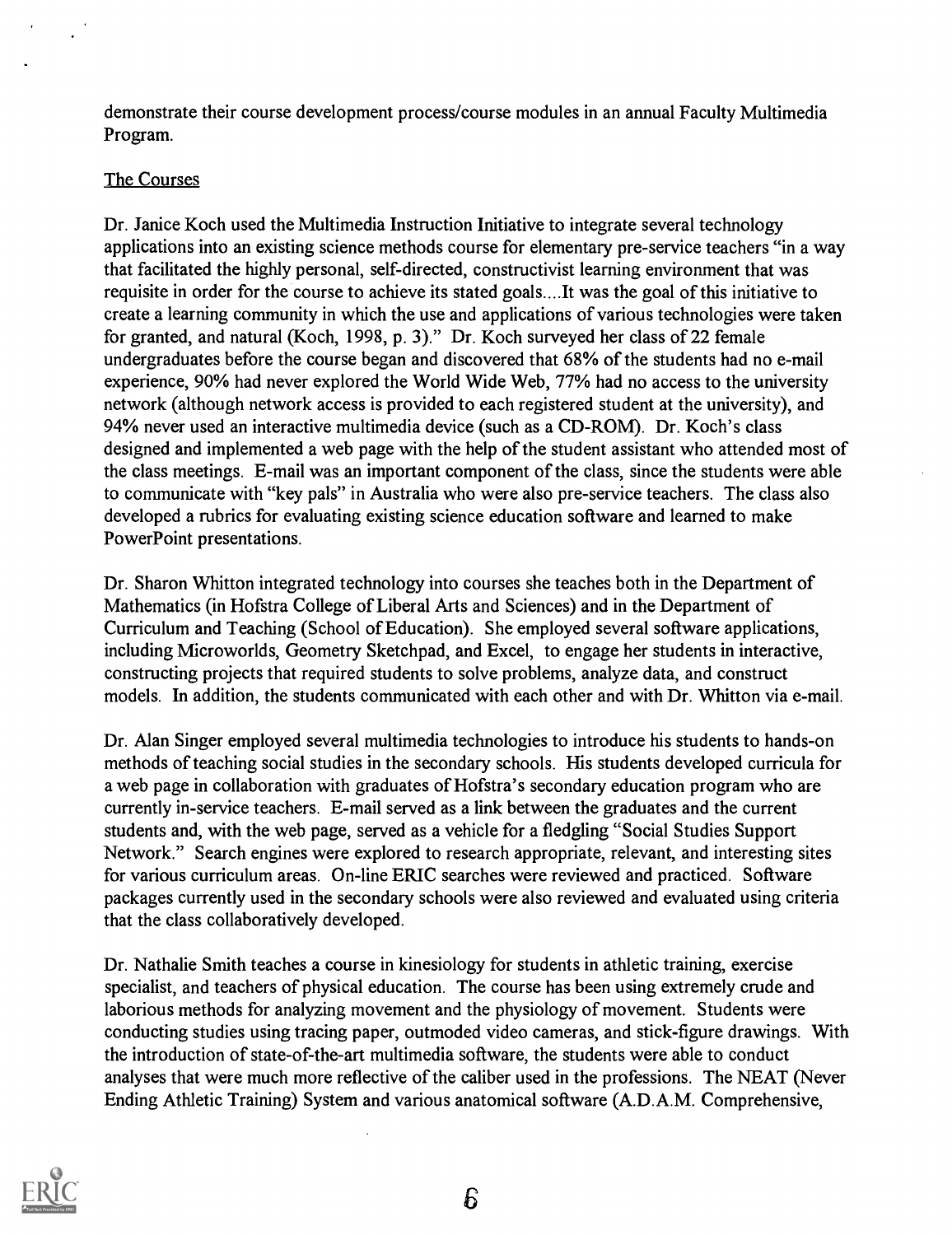demonstrate their course development process/course modules in an annual Faculty Multimedia Program.

The Courses

Dr. Janice Koch used the Multimedia Instruction Initiative to integrate several technology applications into an existing science methods course for elementary pre-service teachers "in a way that facilitated the highly personal, self-directed, constructivist learning environment that was requisite in order for the course to achieve its stated goals....It was the goal of this initiative to create a learning community in which the use and applications of various technologies were taken for granted, and natural (Koch, 1998, p. 3)." Dr. Koch surveyed her class of 22 female undergraduates before the course began and discovered that 68% of the students had no e-mail experience, 90% had never explored the World Wide Web, 77% had no access to the university network (although network access is provided to each registered student at the university), and 94% never used an interactive multimedia device (such as a CD-ROM). Dr. Koch's class designed and implemented a web page with the help of the student assistant who attended most of the class meetings. E-mail was an important component of the class, since the students were able to communicate with "key pals" in Australia who were also pre-service teachers. The class also developed a rubrics for evaluating existing science education software and learned to make PowerPoint presentations.

Dr. Sharon Whitton integrated technology into courses she teaches both in the Department of Mathematics (in Hofstra College of Liberal Arts and Sciences) and in the Department of Curriculum and Teaching (School of Education). She employed several software applications, including Microworlds, Geometry Sketchpad, and Excel, to engage her students in interactive, constructing projects that required students to solve problems, analyze data, and construct models. In addition, the students communicated with each other and with Dr. Whitton via e-mail.

Dr. Alan Singer employed several multimedia technologies to introduce his students to hands-on methods of teaching social studies in the secondary schools. His students developed curricula for a web page in collaboration with graduates of Hofstra's secondary education program who are currently in-service teachers. E-mail served as a link between the graduates and the current students and, with the web page, served as a vehicle for a fledgling "Social Studies Support Network." Search engines were explored to research appropriate, relevant, and interesting sites for various curriculum areas. On-line ERIC searches were reviewed and practiced. Software packages currently used in the secondary schools were also reviewed and evaluated using criteria that the class collaboratively developed.

Dr. Nathalie Smith teaches a course in kinesiology for students in athletic training, exercise specialist, and teachers of physical education. The course has been using extremely crude and laborious methods for analyzing movement and the physiology of movement. Students were conducting studies using tracing paper, outmoded video cameras, and stick-figure drawings. With the introduction of state-of-the-art multimedia software, the students were able to conduct analyses that were much more reflective of the caliber used in the professions. The NEAT (Never Ending Athletic Training) System and various anatomical software (A.D.A.M. Comprehensive,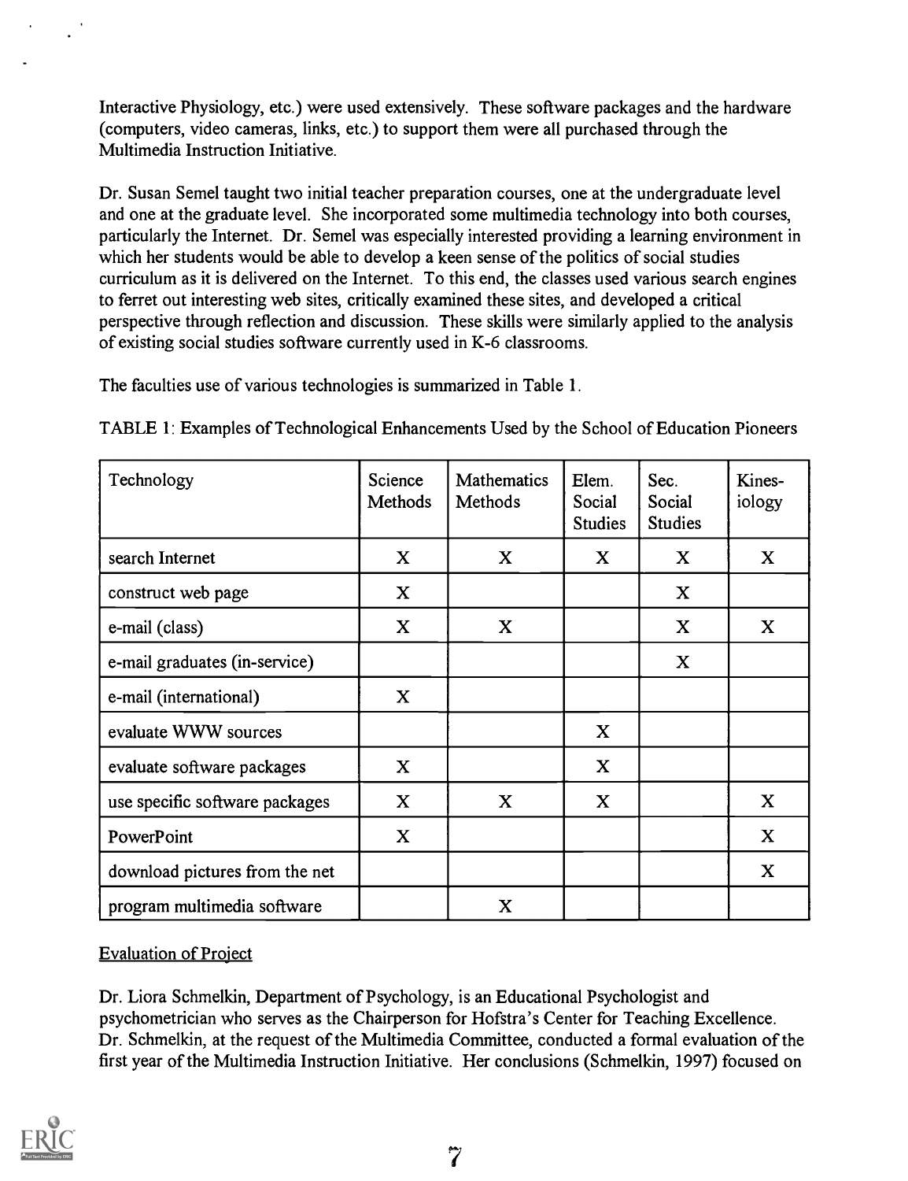Interactive Physiology, etc.) were used extensively. These software packages and the hardware (computers, video cameras, links, etc.) to support them were all purchased through the Multimedia Instruction Initiative.

Dr. Susan Semel taught two initial teacher preparation courses, one at the undergraduate level and one at the graduate level. She incorporated some multimedia technology into both courses, particularly the Internet. Dr. Semel was especially interested providing a learning environment in which her students would be able to develop a keen sense of the politics of social studies curriculum as it is delivered on the Internet. To this end, the classes used various search engines to ferret out interesting web sites, critically examined these sites, and developed a critical perspective through reflection and discussion. These skills were similarly applied to the analysis of existing social studies software currently used in K-6 classrooms.

The faculties use of various technologies is summarized in Table 1.

TABLE 1: Examples of Technological Enhancements Used by the School of Education Pioneers

| Technology | Science Methods | Mathematics Methods | Elem. Social Studies | Sec. Social Studies | Kines-iology |
|---|---|---|---|---|---|
| search Internet | X | X | X | X | X |
| construct web page | X | | | X | |
| e-mail (class) | X | X | | X | X |
| e-mail graduates (in-service) | | | | X | |
| e-mail (international) | X | | | | |
| evaluate WWW sources | | | X | | |
| evaluate software packages | X | | X | | |
| use specific software packages | X | X | X | | X |
| PowerPoint | X | | | | X |
| download pictures from the net | | | | | X |
| program multimedia software | | X | | | |

Evaluation of Project

Dr. Liora Schmelkin, Department of Psychology, is an Educational Psychologist and psychometrician who serves as the Chairperson for Hofstra's Center for Teaching Excellence. Dr. Schmelkin, at the request of the Multimedia Committee, conducted a formal evaluation of the first year of the Multimedia Instruction Initiative. Her conclusions (Schmelkin, 1997) focused on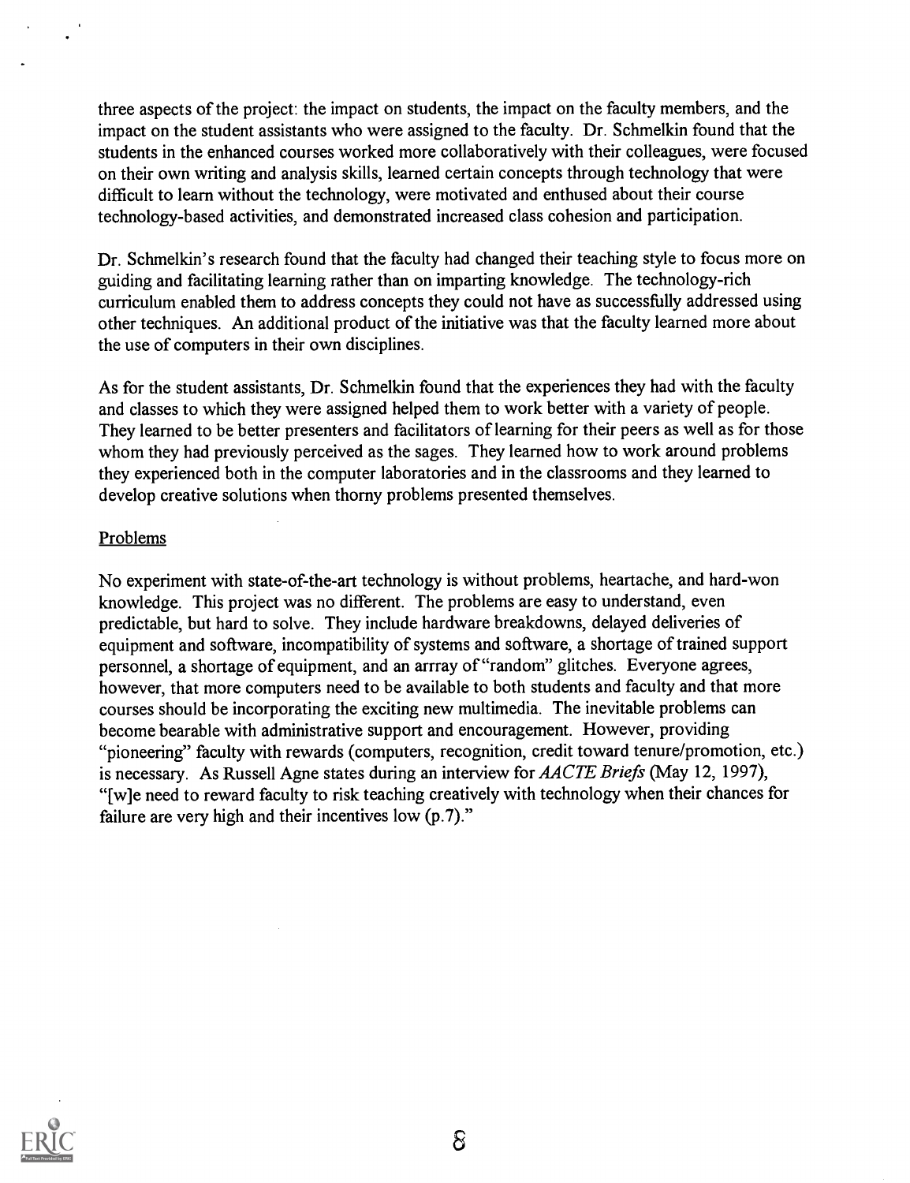three aspects of the project: the impact on students, the impact on the faculty members, and the impact on the student assistants who were assigned to the faculty. Dr. Schmelkin found that the students in the enhanced courses worked more collaboratively with their colleagues, were focused on their own writing and analysis skills, learned certain concepts through technology that were difficult to learn without the technology, were motivated and enthused about their course technology-based activities, and demonstrated increased class cohesion and participation.

Dr. Schmelkin's research found that the faculty had changed their teaching style to focus more on guiding and facilitating learning rather than on imparting knowledge. The technology-rich curriculum enabled them to address concepts they could not have as successfully addressed using other techniques. An additional product of the initiative was that the faculty learned more about the use of computers in their own disciplines.

As for the student assistants, Dr. Schmelkin found that the experiences they had with the faculty and classes to which they were assigned helped them to work better with a variety of people. They learned to be better presenters and facilitators of learning for their peers as well as for those whom they had previously perceived as the sages. They learned how to work around problems they experienced both in the computer laboratories and in the classrooms and they learned to develop creative solutions when thorny problems presented themselves.

## Problems

No experiment with state-of-the-art technology is without problems, heartache, and hard-won knowledge. This project was no different. The problems are easy to understand, even predictable, but hard to solve. They include hardware breakdowns, delayed deliveries of equipment and software, incompatibility of systems and software, a shortage of trained support personnel, a shortage of equipment, and an arrray of "random" glitches. Everyone agrees, however, that more computers need to be available to both students and faculty and that more courses should be incorporating the exciting new multimedia. The inevitable problems can become bearable with administrative support and encouragement. However, providing "pioneering" faculty with rewards (computers, recognition, credit toward tenure/promotion, etc.) is necessary. As Russell Agne states during an interview for *AACTE Briefs* (May 12, 1997), "[w]e need to reward faculty to risk teaching creatively with technology when their chances for failure are very high and their incentives low (p.7)."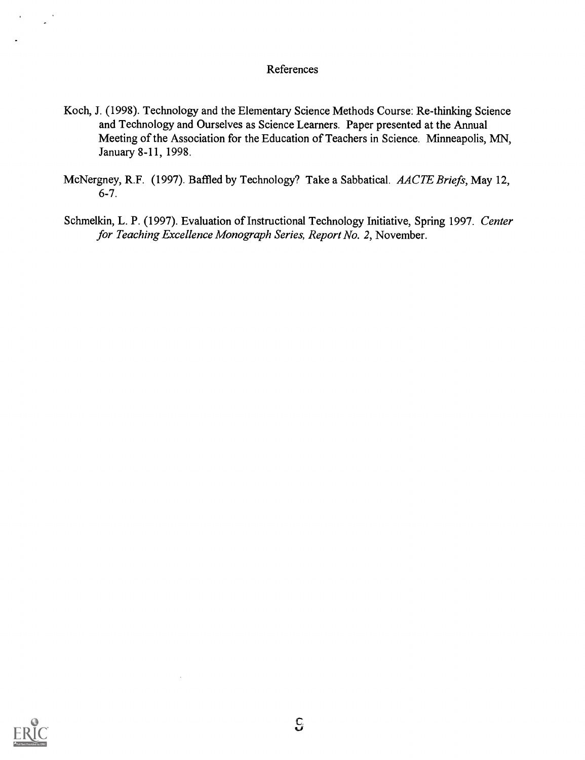# References

Koch, J. (1998). Technology and the Elementary Science Methods Course: Re-thinking Science and Technology and Ourselves as Science Learners. Paper presented at the Annual Meeting of the Association for the Education of Teachers in Science. Minneapolis, MN, January 8-11, 1998.

McNergney, R.F. (1997). Baffled by Technology? Take a Sabbatical. *AACTE Briefs*, May 12, 6-7.

Schmelkin, L. P. (1997). Evaluation of Instructional Technology Initiative, Spring 1997. *Center for Teaching Excellence Monograph Series, Report No. 2*, November.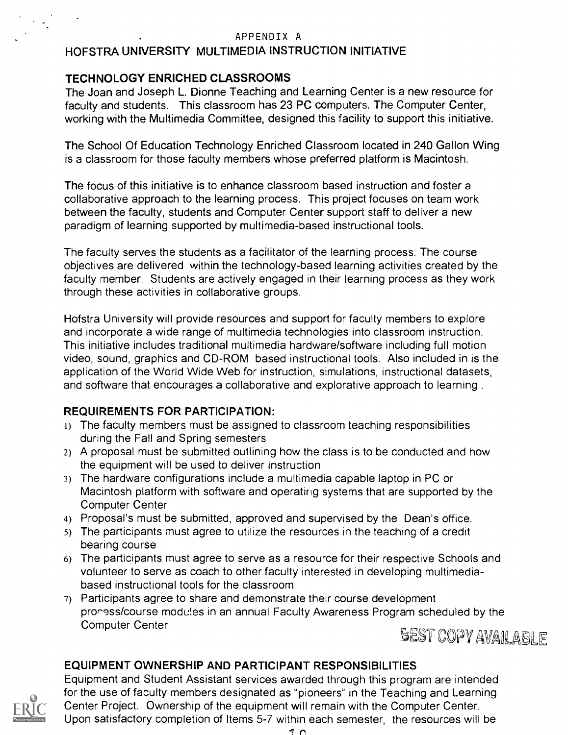APPENDIX A

# HOFSTRA UNIVERSITY MULTIMEDIA INSTRUCTION INITIATIVE

## TECHNOLOGY ENRICHED CLASSROOMS

The Joan and Joseph L. Dionne Teaching and Learning Center is a new resource for faculty and students. This classroom has 23 PC computers. The Computer Center, working with the Multimedia Committee, designed this facility to support this initiative.

The School Of Education Technology Enriched Classroom located in 240 Gallon Wing is a classroom for those faculty members whose preferred platform is Macintosh.

The focus of this initiative is to enhance classroom based instruction and foster a collaborative approach to the learning process. This project focuses on team work between the faculty, students and Computer Center support staff to deliver a new paradigm of learning supported by multimedia-based instructional tools.

The faculty serves the students as a facilitator of the learning process. The course objectives are delivered within the technology-based learning activities created by the faculty member. Students are actively engaged in their learning process as they work through these activities in collaborative groups.

Hofstra University will provide resources and support for faculty members to explore and incorporate a wide range of multimedia technologies into classroom instruction. This initiative includes traditional multimedia hardware/software including full motion video, sound, graphics and CD-ROM based instructional tools. Also included in is the application of the World Wide Web for instruction, simulations, instructional datasets, and software that encourages a collaborative and explorative approach to learning .

## REQUIREMENTS FOR PARTICIPATION:

1) The faculty members must be assigned to classroom teaching responsibilities during the Fall and Spring semesters
2) A proposal must be submitted outlining how the class is to be conducted and how the equipment will be used to deliver instruction
3) The hardware configurations include a multimedia capable laptop in PC or Macintosh platform with software and operating systems that are supported by the Computer Center
4) Proposal's must be submitted, approved and supervised by the Dean's office.
5) The participants must agree to utilize the resources in the teaching of a credit bearing course
6) The participants must agree to serve as a resource for their respective Schools and volunteer to serve as coach to other faculty interested in developing multimedia-based instructional tools for the classroom
7) Participants agree to share and demonstrate their course development process/course modules in an annual Faculty Awareness Program scheduled by the Computer Center

BEST COPY AVAILABLE

## EQUIPMENT OWNERSHIP AND PARTICIPANT RESPONSIBILITIES

Equipment and Student Assistant services awarded through this program are intended for the use of faculty members designated as "pioneers" in the Teaching and Learning Center Project. Ownership of the equipment will remain with the Computer Center. Upon satisfactory completion of Items 5-7 within each semester, the resources will be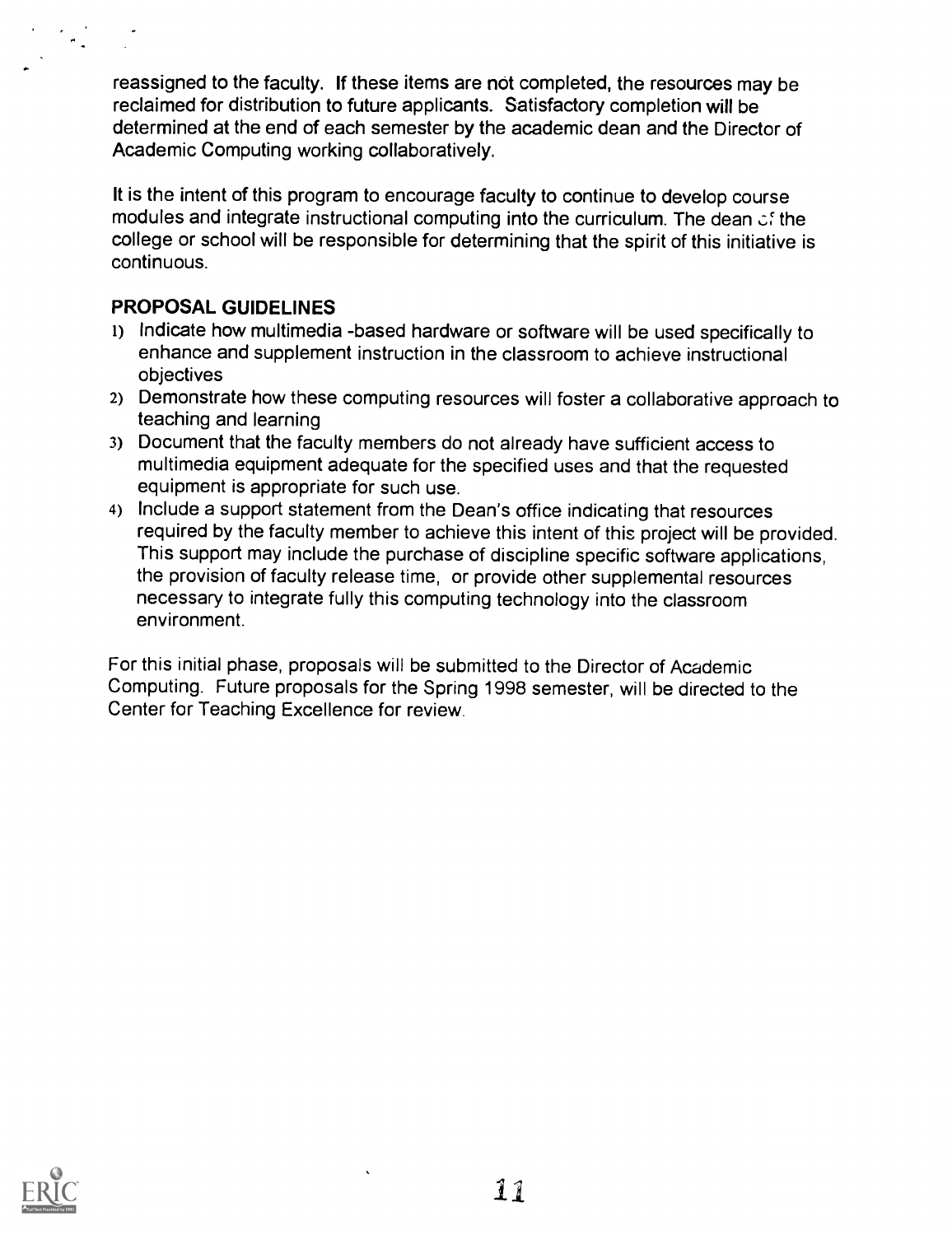reassigned to the faculty. If these items are not completed, the resources may be reclaimed for distribution to future applicants. Satisfactory completion will be determined at the end of each semester by the academic dean and the Director of Academic Computing working collaboratively.

It is the intent of this program to encourage faculty to continue to develop course modules and integrate instructional computing into the curriculum. The dean of the college or school will be responsible for determining that the spirit of this initiative is continuous.

## PROPOSAL GUIDELINES

1) Indicate how multimedia -based hardware or software will be used specifically to enhance and supplement instruction in the classroom to achieve instructional objectives
2) Demonstrate how these computing resources will foster a collaborative approach to teaching and learning
3) Document that the faculty members do not already have sufficient access to multimedia equipment adequate for the specified uses and that the requested equipment is appropriate for such use.
4) Include a support statement from the Dean's office indicating that resources required by the faculty member to achieve this intent of this project will be provided. This support may include the purchase of discipline specific software applications, the provision of faculty release time, or provide other supplemental resources necessary to integrate fully this computing technology into the classroom environment.

For this initial phase, proposals will be submitted to the Director of Academic Computing. Future proposals for the Spring 1998 semester, will be directed to the Center for Teaching Excellence for review.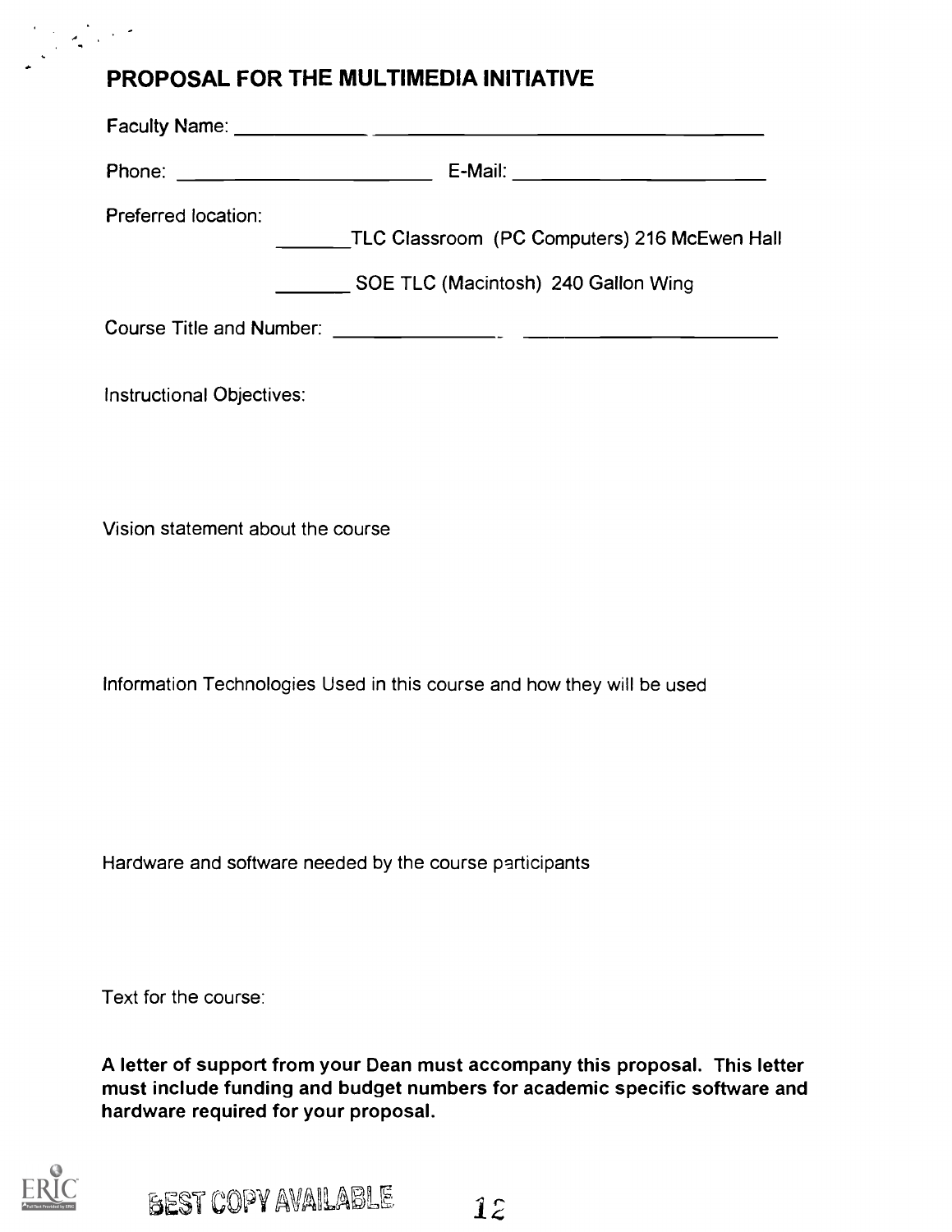# PROPOSAL FOR THE MULTIMEDIA INITIATIVE

Faculty Name: ____________ ________________________________

Phone: ______________________ E-Mail: ______________________

Preferred location:

_______TLC Classroom (PC Computers) 216 McEwen Hall

_______ SOE TLC (Macintosh) 240 Gallon Wing

Course Title and Number: _______________ - ______________________

Instructional Objectives:

Vision statement about the course

Information Technologies Used in this course and how they will be used

Hardware and software needed by the course participants

Text for the course:

**A letter of support from your Dean must accompany this proposal. This letter must include funding and budget numbers for academic specific software and hardware required for your proposal.**

BEST COPY AVAILABLE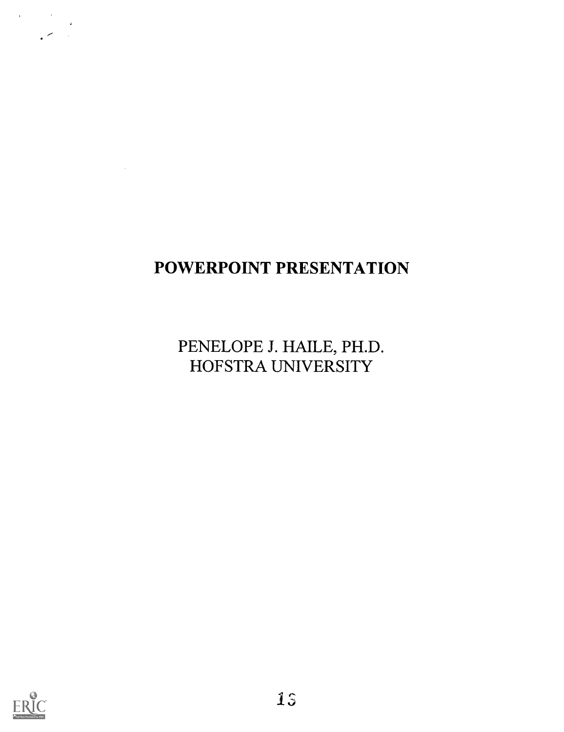# POWERPOINT PRESENTATION

PENELOPE J. HAILE, PH.D.
HOFSTRA UNIVERSITY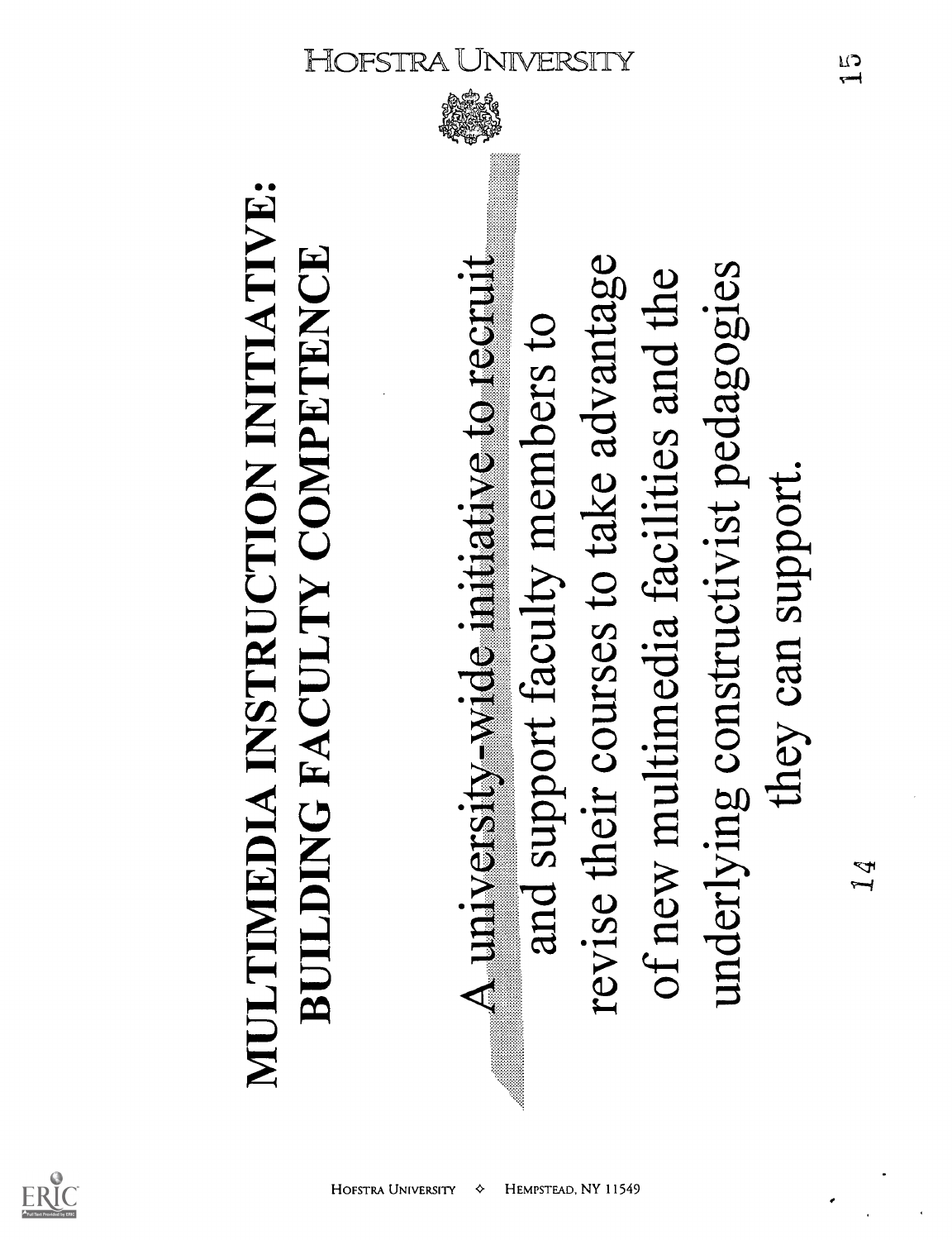# MULTIMEDIA INSTRUCTION INITIATIVE: BUILDING FACULTY COMPETENCE

A university-wide initiative to recruit and support faculty members to revise their courses to take advantage of new multimedia facilities and the underlying constructivist pedagogies they can support.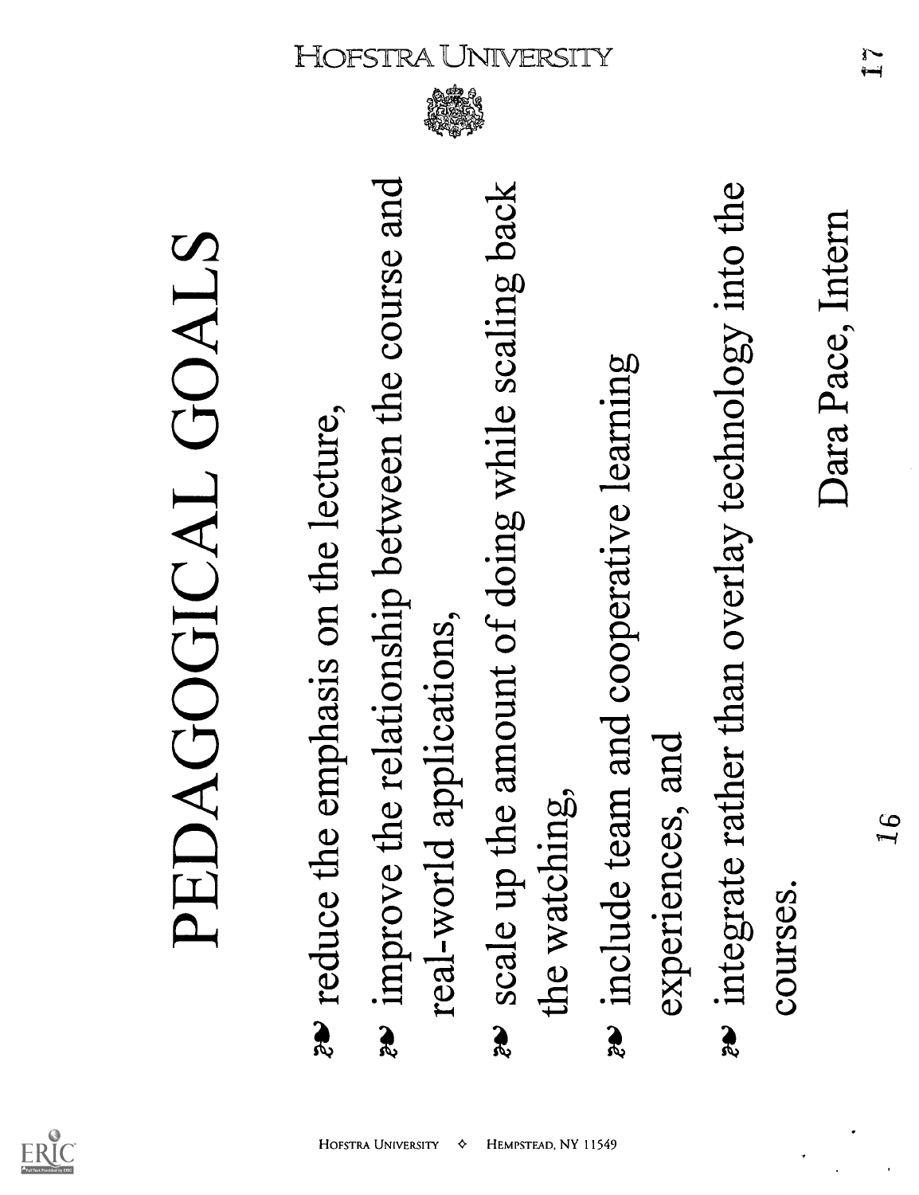# PEDAGOGICAL GOALS

- reduce the emphasis on the lecture,
- improve the relationship between the course and real-world applications,
- scale up the amount of doing while scaling back the watching,
- include team and cooperative learning experiences, and
- integrate rather than overlay technology into the courses.

Dara Pace, Intern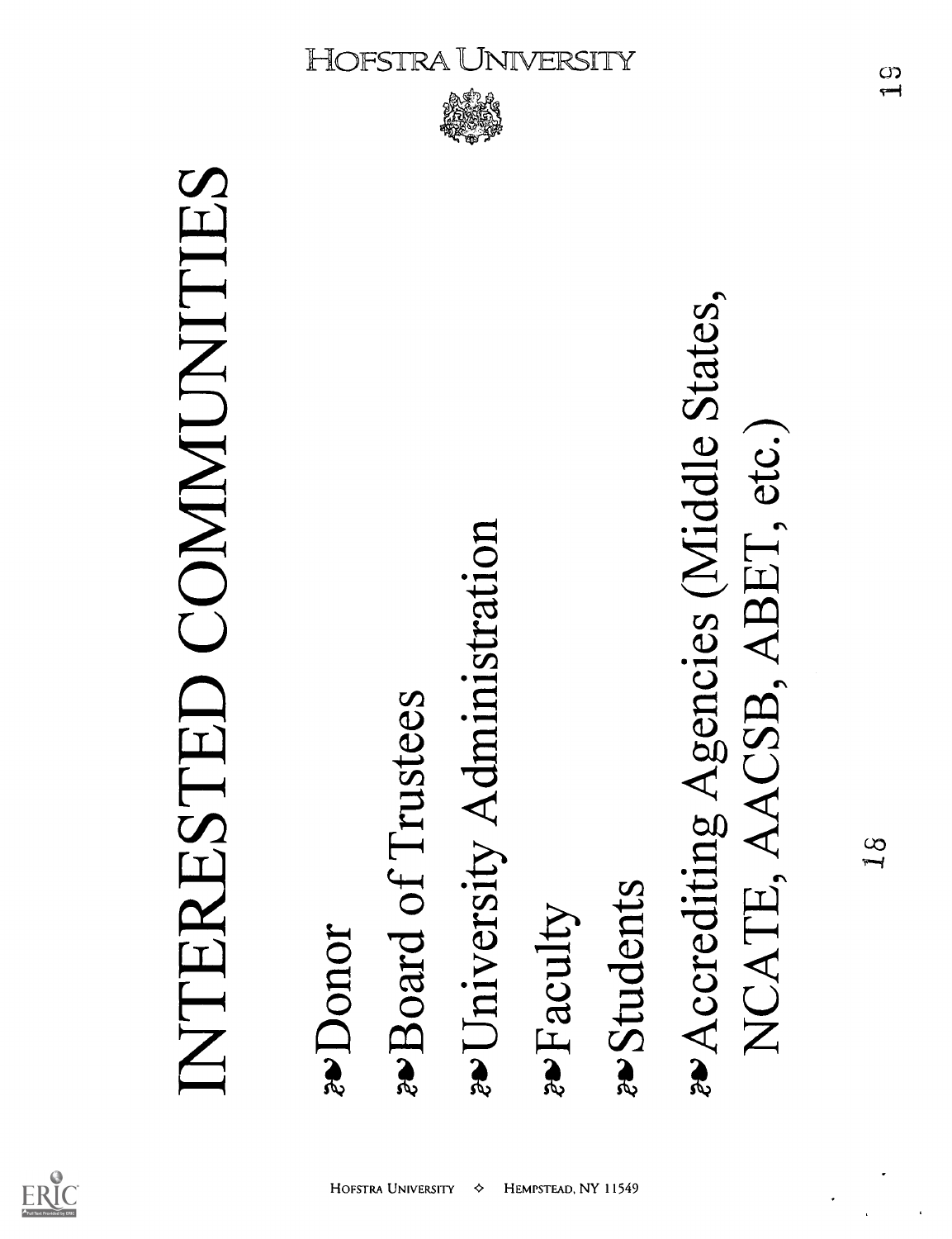# INTERESTED COMMUNITIES

- Donor
- Board of Trustees
- University Administration
- Faculty
- Students
- Accrediting Agencies (Middle States, NCATE, AACSB, ABET, etc.)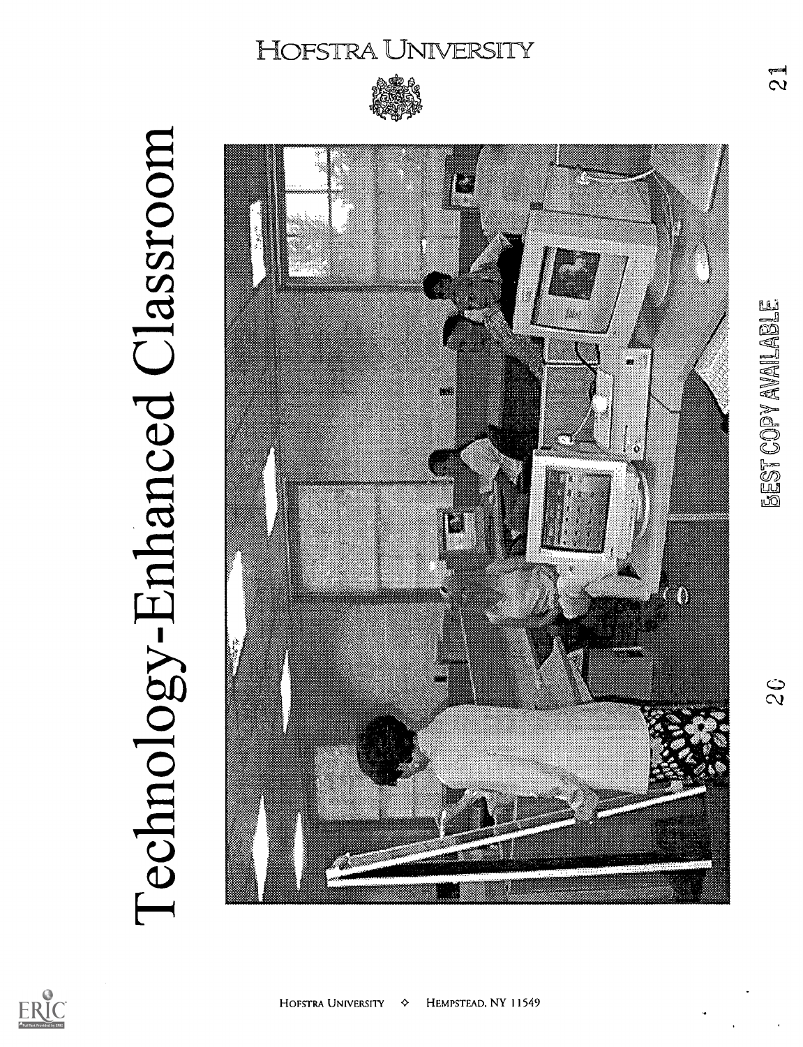# Technology-Enhanced Classroom

HOFSTRA UNIVERSITY

BEST COPY AVAILABLE

HOFSTRA UNIVERSITY ◇ HEMPSTEAD, NY 11549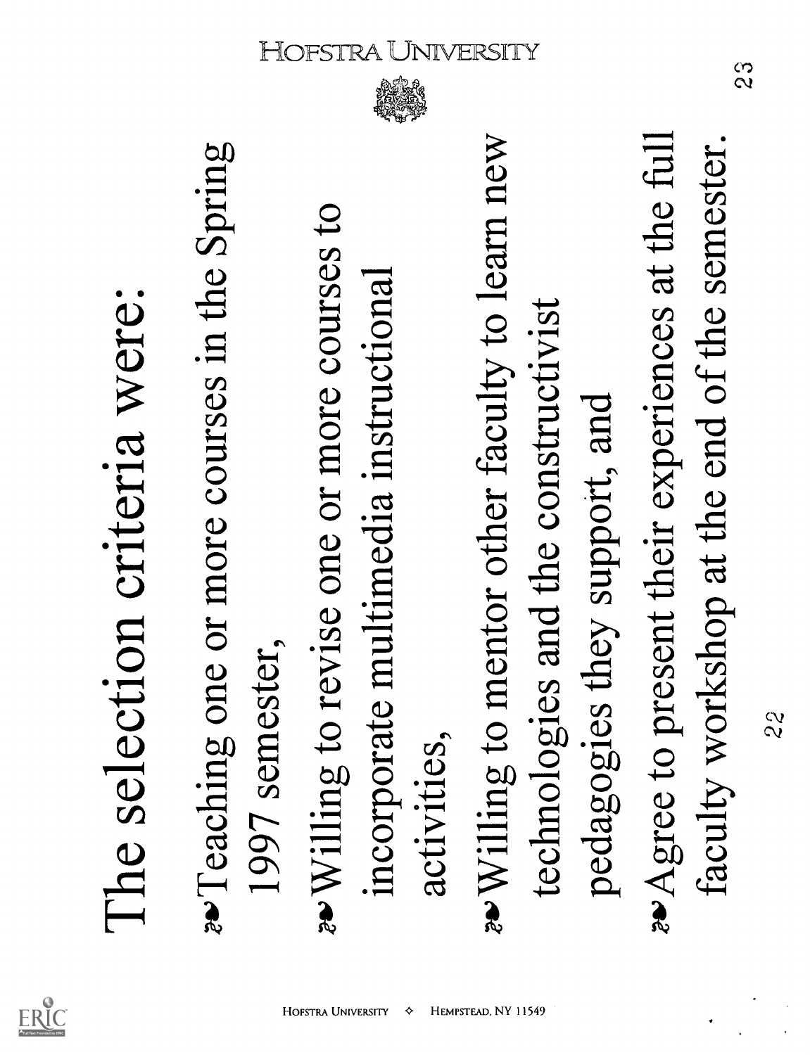# The selection criteria were:

- Teaching one or more courses in the Spring 1997 semester,
- Willing to revise one or more courses to incorporate multimedia instructional activities,
- Willing to mentor other faculty to learn new technologies and the constructivist pedagogies they support, and
- Agree to present their experiences at the full faculty workshop at the end of the semester.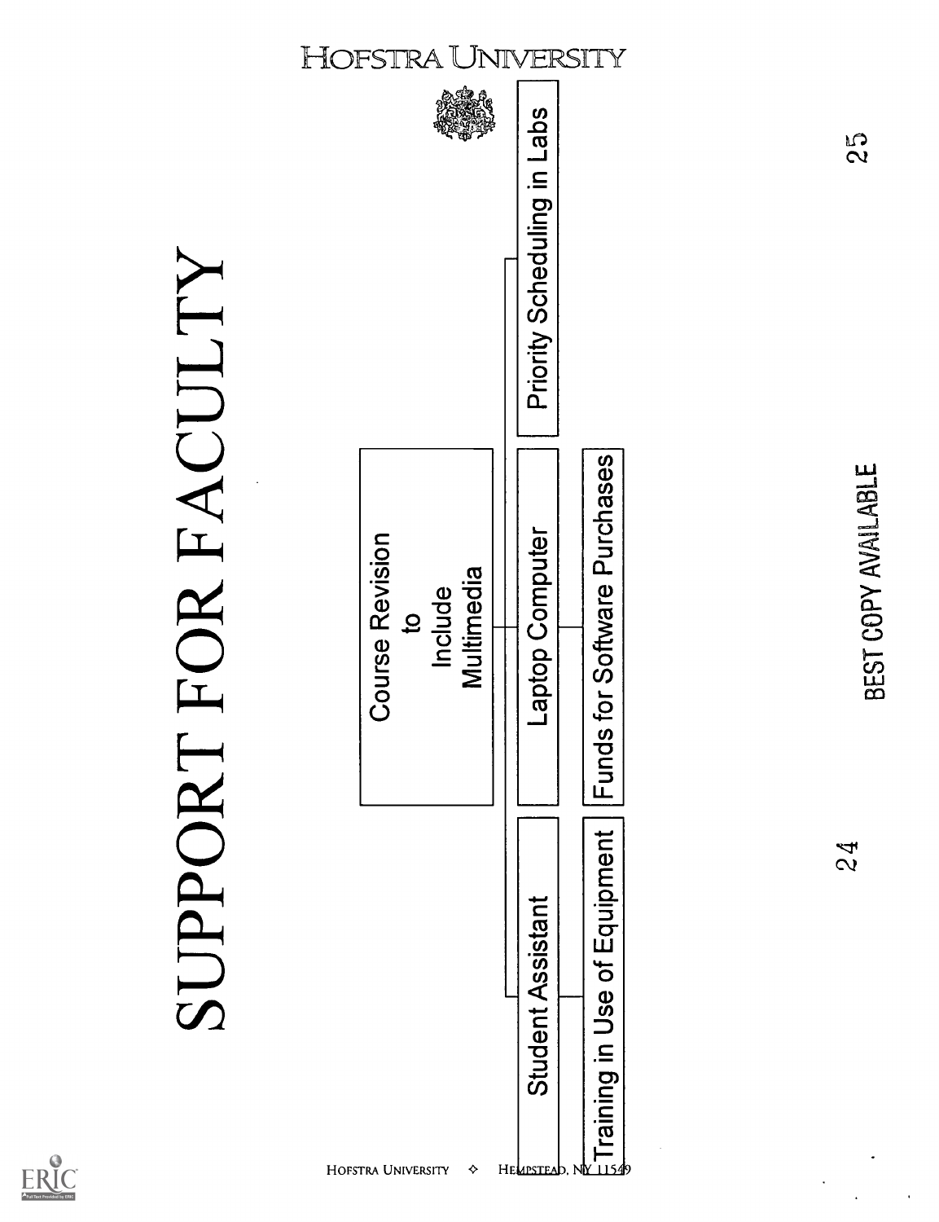# SUPPORT FOR FACULTY

HOFSTRA UNIVERSITY

- Course Revision to Include Multimedia
  - Student Assistant
  - Laptop Computer
  - Priority Scheduling in Labs
  - Training in Use of Equipment
  - Funds for Software Purchases

HOFSTRA UNIVERSITY ✧ HEMPSTEAD, NY 11549

BEST COPY AVAILABLE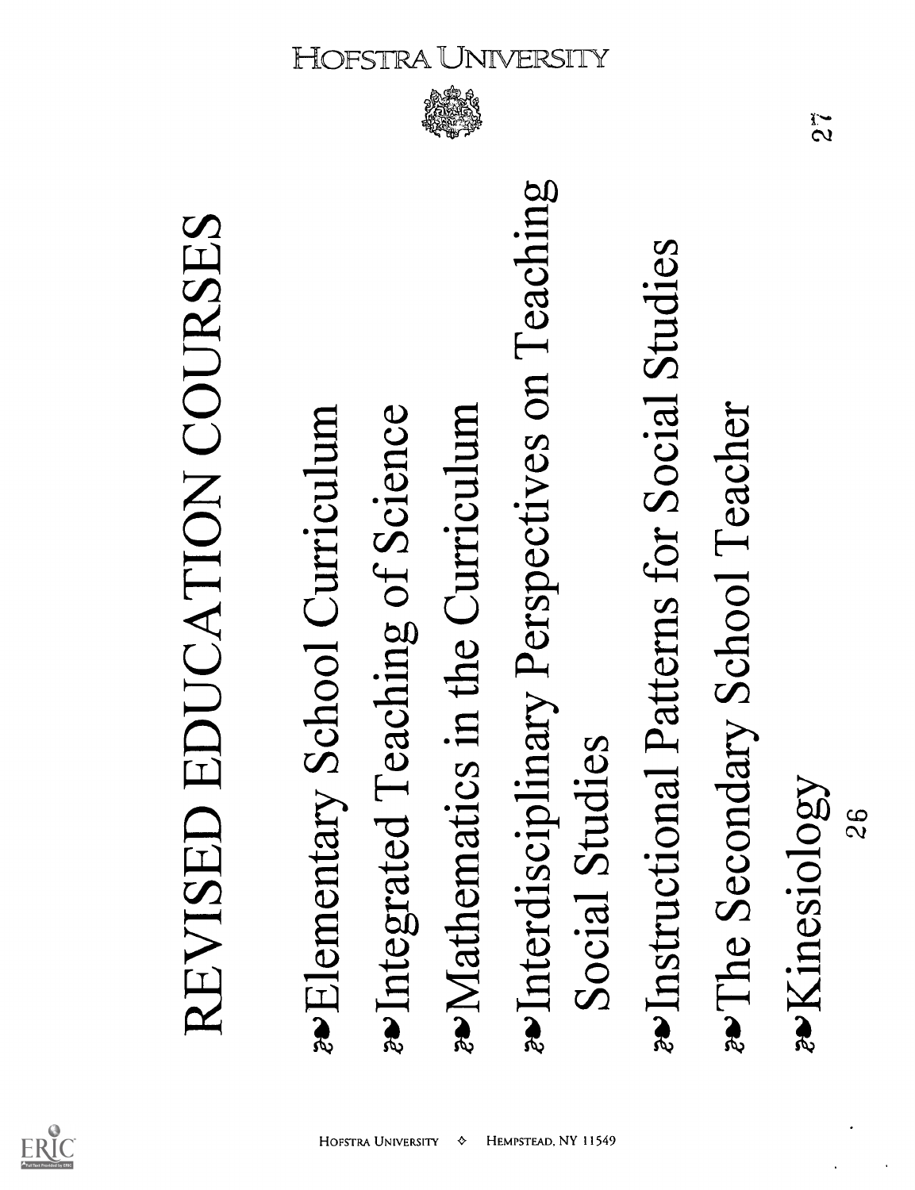# REVISED EDUCATION COURSES

- Elementary School Curriculum
- Integrated Teaching of Science
- Mathematics in the Curriculum
- Interdisciplinary Perspectives on Teaching Social Studies
- Instructional Patterns for Social Studies
- The Secondary School Teacher
- Kinesiology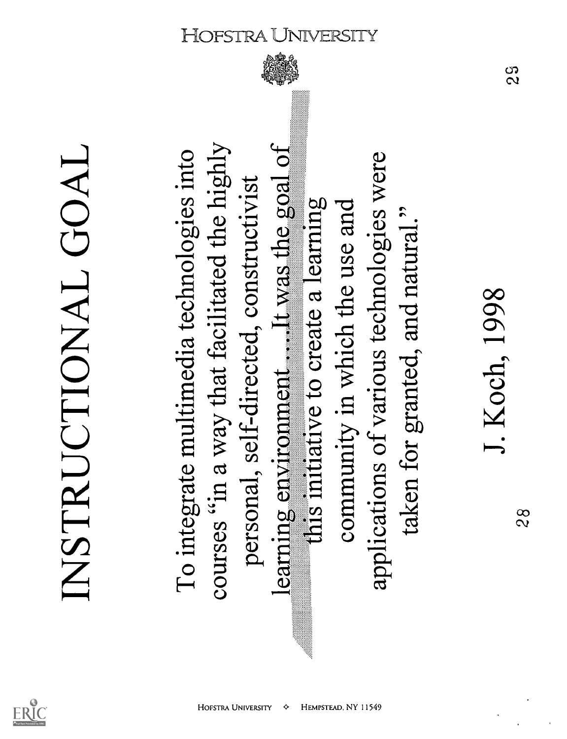# INSTRUCTIONAL GOAL

To integrate multimedia technologies into courses "in a way that facilitated the highly personal, self-directed, constructivist learning environment . . . It was the goal of this initiative to create a learning community in which the use and applications of various technologies were taken for granted, and natural."

J. Koch, 1998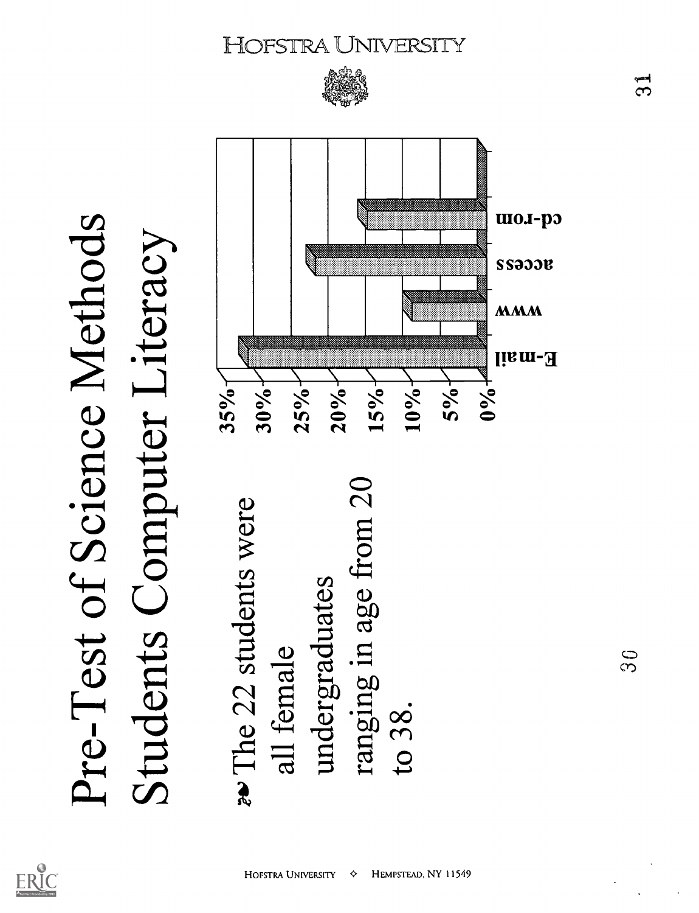# Pre-Test of Science Methods Students Computer Literacy

- The 22 students were all female undergraduates ranging in age from 20 to 38.

35%
30%
25%
20%
15%
10%
5%
0%

E-mail www access cd-rom

HOFSTRA UNIVERSITY

HOFSTRA UNIVERSITY ◇ HEMPSTEAD, NY 11549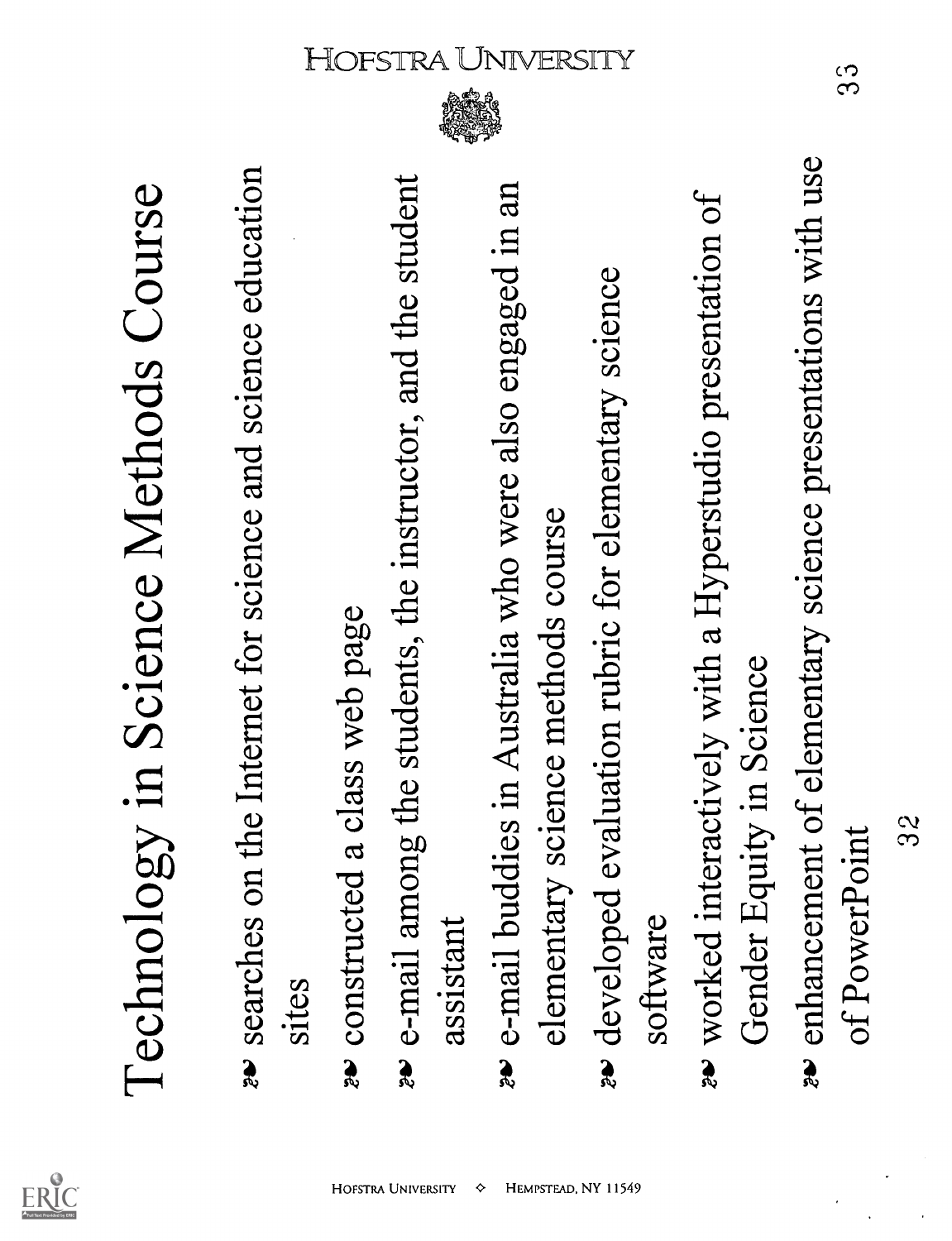# Technology in Science Methods Course

- searches on the Internet for science and science education sites
- constructed a class web page
- e-mail among the students, the instructor, and the student assistant
- e-mail buddies in Australia who were also engaged in an elementary science methods course
- developed evaluation rubric for elementary science software
- worked interactively with a Hyperstudio presentation of Gender Equity in Science
- enhancement of elementary science presentations with use of PowerPoint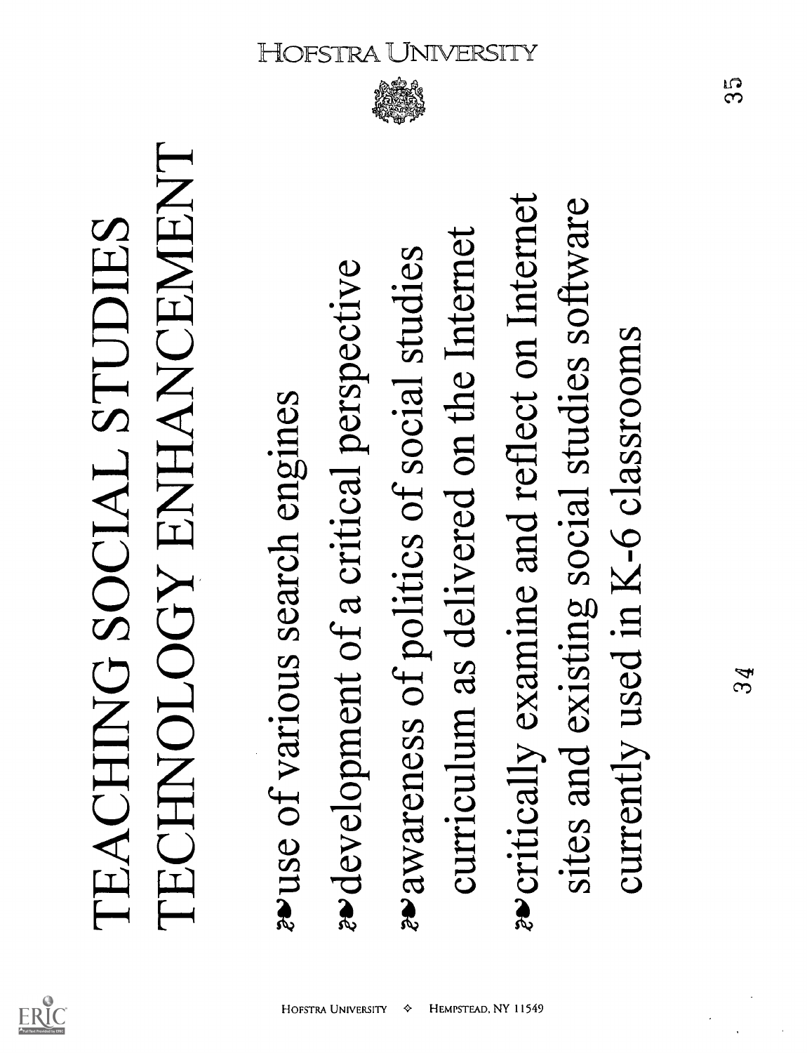# TEACHING SOCIAL STUDIES TECHNOLOGY ENHANCEMENT

- use of various search engines
- development of a critical perspective
- awareness of politics of social studies curriculum as delivered on the Internet
- critically examine and reflect on Internet sites and existing social studies software currently used in K-6 classrooms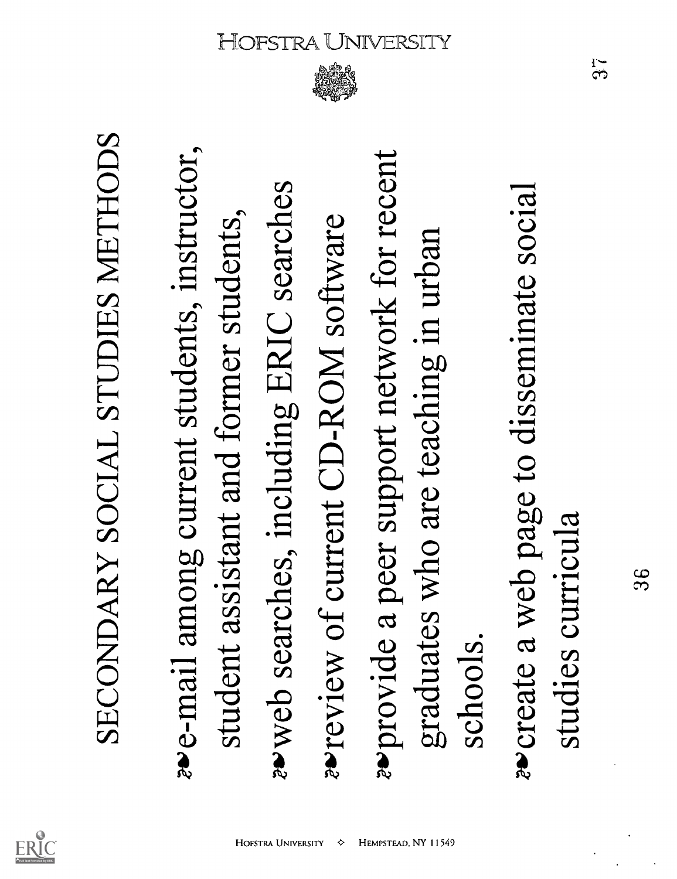# SECONDARY SOCIAL STUDIES METHODS

- e-mail among current students, instructor, student assistant and former students,
- web searches, including ERIC searches
- review of current CD-ROM software
- provide a peer support network for recent graduates who are teaching in urban schools.
- create a web page to disseminate social studies curricula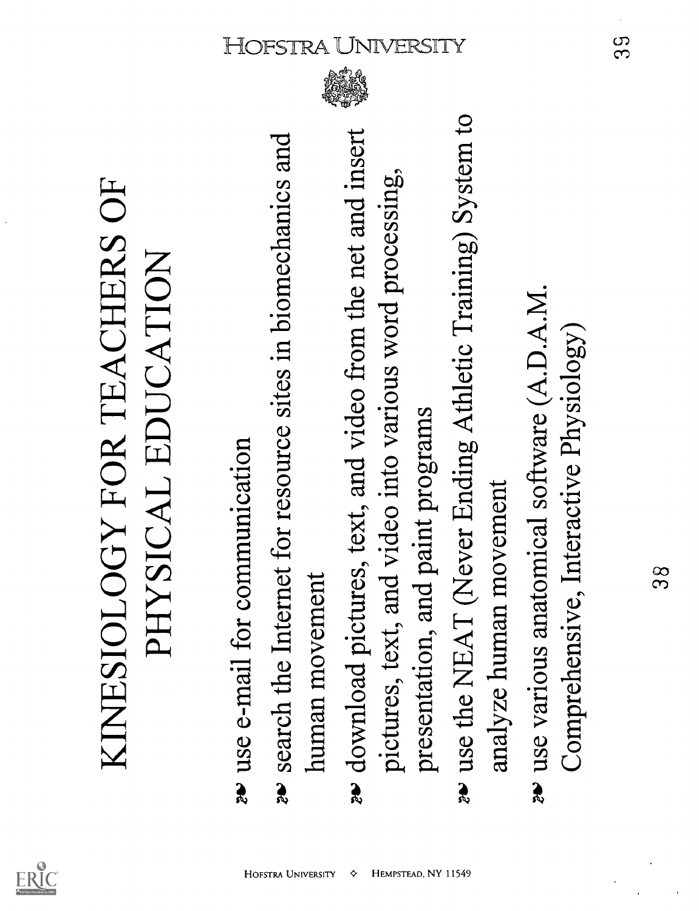# KINESIOLOGY FOR TEACHERS OF PHYSICAL EDUCATION

- use e-mail for communication
- search the Internet for resource sites in biomechanics and human movement
- download pictures, text, and video from the net and insert pictures, text, and video into various word processing, presentation, and paint programs
- use the NEAT (Never Ending Athletic Training) System to analyze human movement
- use various anatomical software (A.D.A.M. Comprehensive, Interactive Physiology)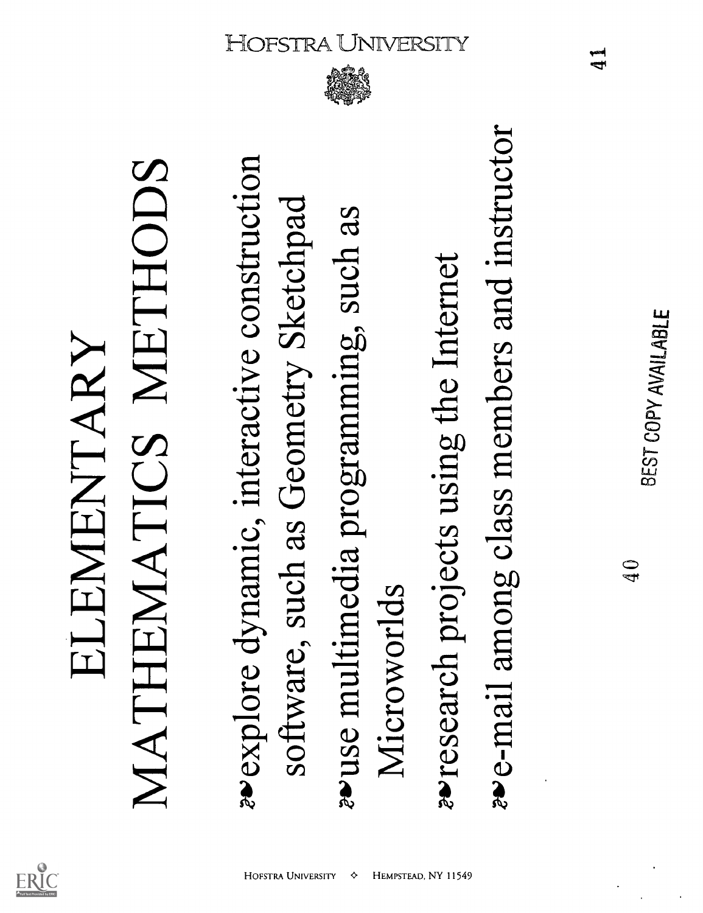# ELEMENTARY MATHEMATICS METHODS

- explore dynamic, interactive construction software, such as Geometry Sketchpad
- use multimedia programming, such as Microworlds
- research projects using the Internet
- e-mail among class members and instructor

BEST COPY AVAILABLE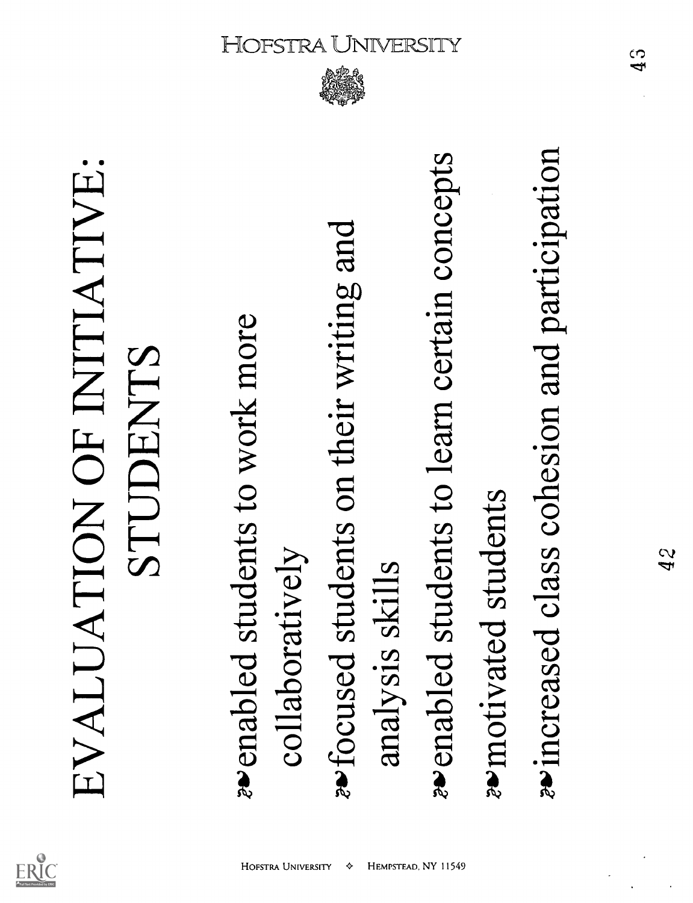# EVALUATION OF INITIATIVE: STUDENTS

- enabled students to work more collaboratively
- focused students on their writing and analysis skills
- enabled students to learn certain concepts
- motivated students
- increased class cohesion and participation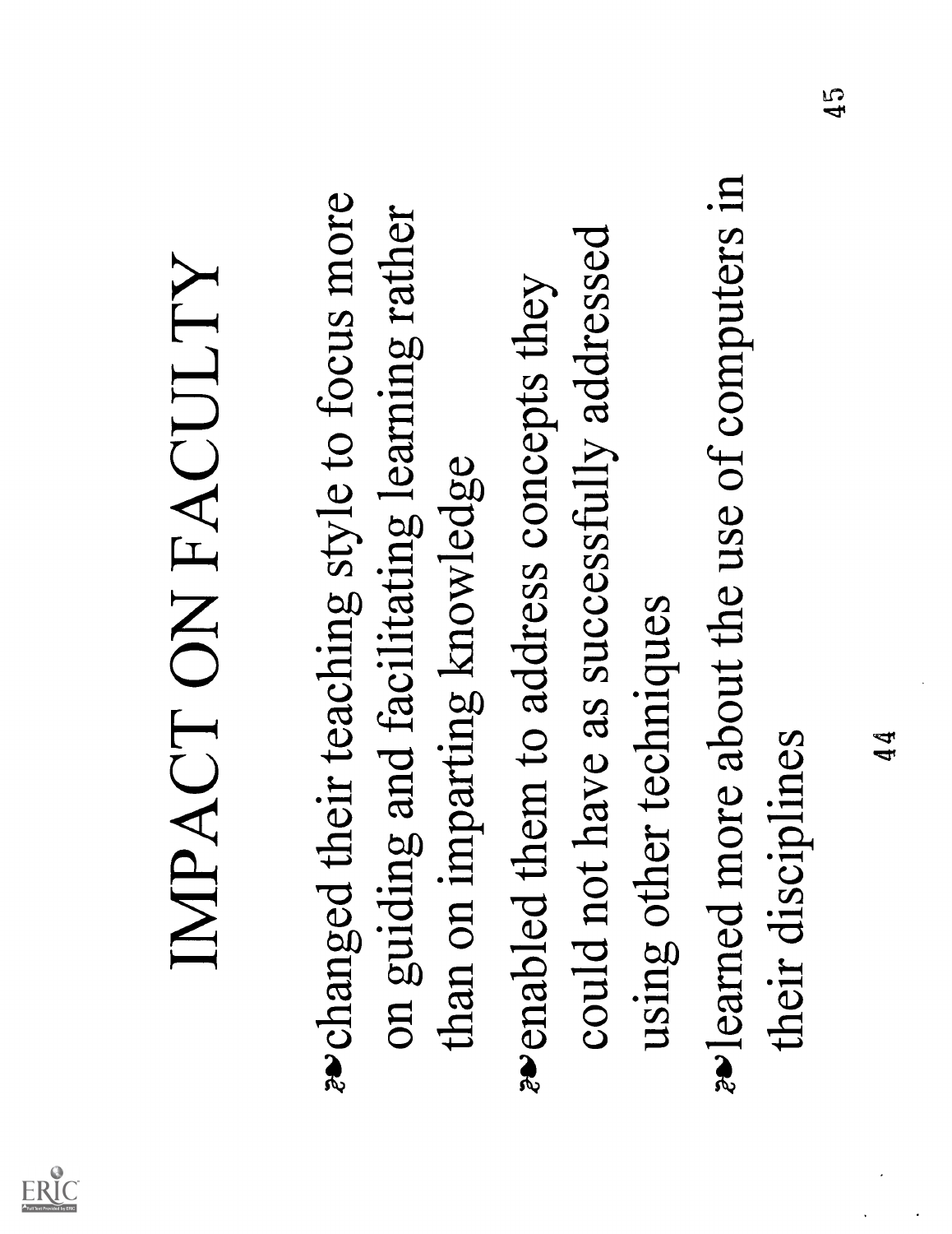# IMPACT ON FACULTY

- changed their teaching style to focus more on guiding and facilitating learning rather than on imparting knowledge
- enabled them to address concepts they could not have as successfully addressed using other techniques
- learned more about the use of computers in their disciplines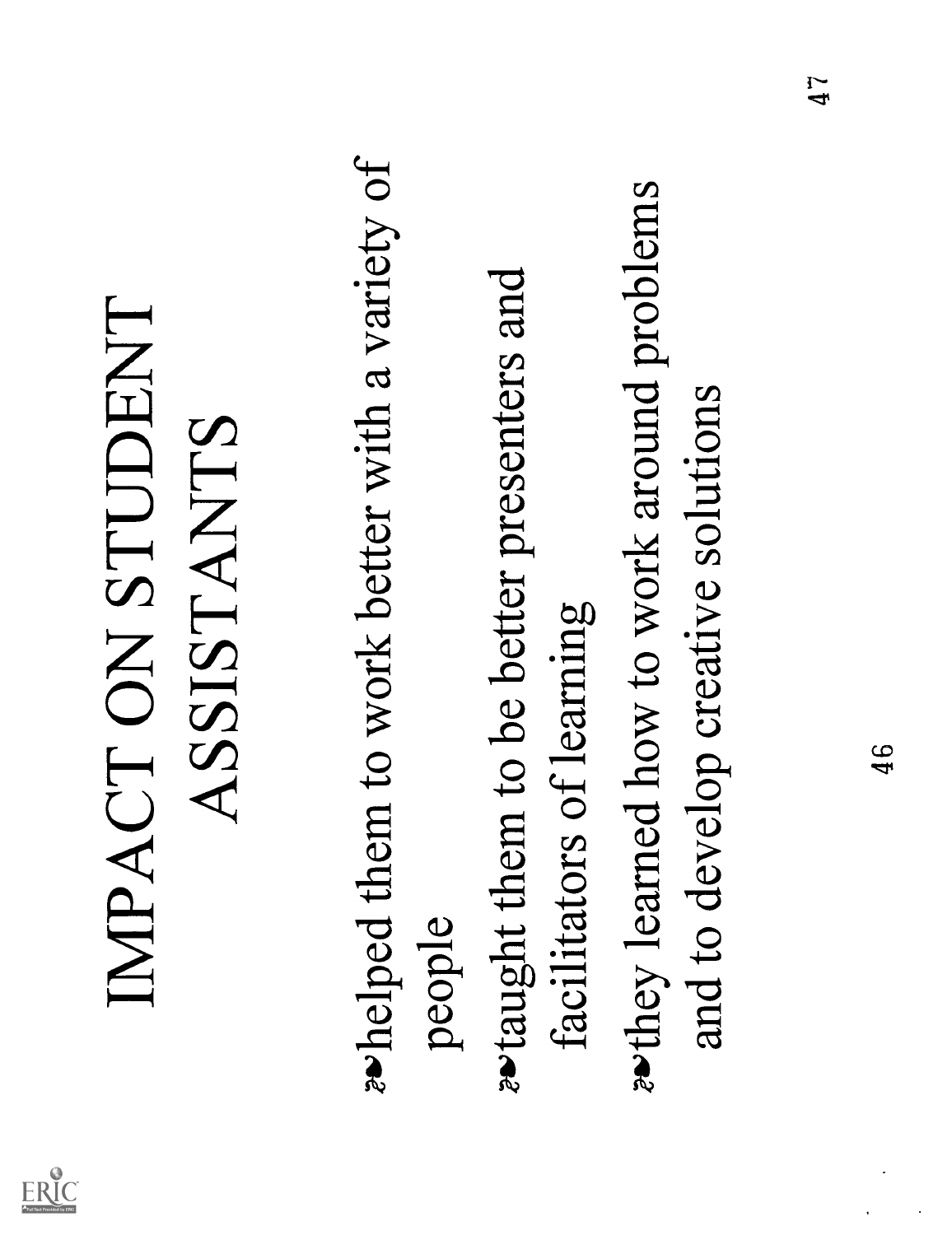# IMPACT ON STUDENT ASSISTANTS

- helped them to work better with a variety of people
- taught them to be better presenters and facilitators of learning
- they learned how to work around problems and to develop creative solutions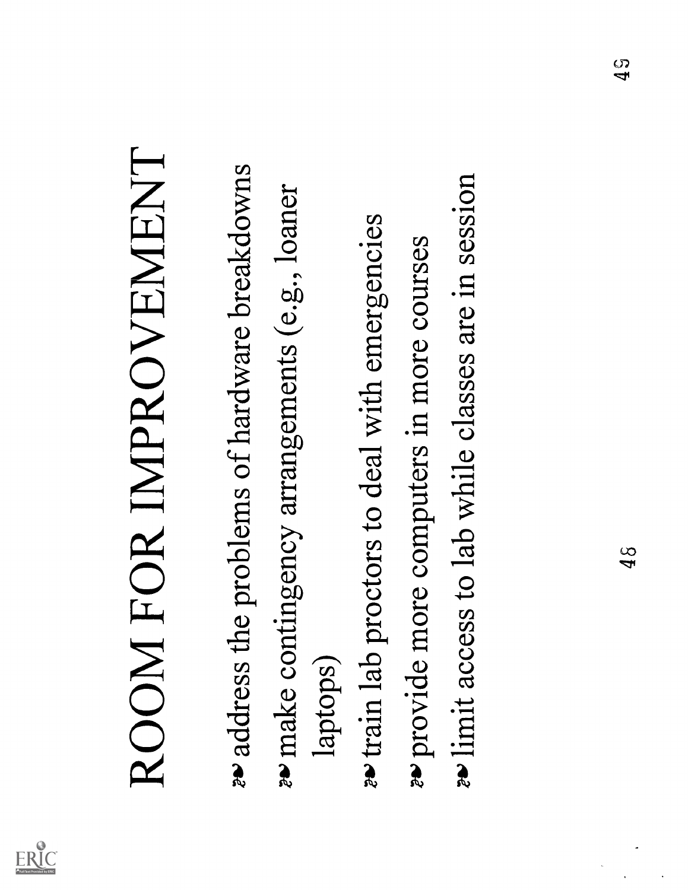# ROOM FOR IMPROVEMENT

- address the problems of hardware breakdowns
- make contingency arrangements (e.g., loaner laptops)
- train lab proctors to deal with emergencies
- provide more computers in more courses
- limit access to lab while classes are in session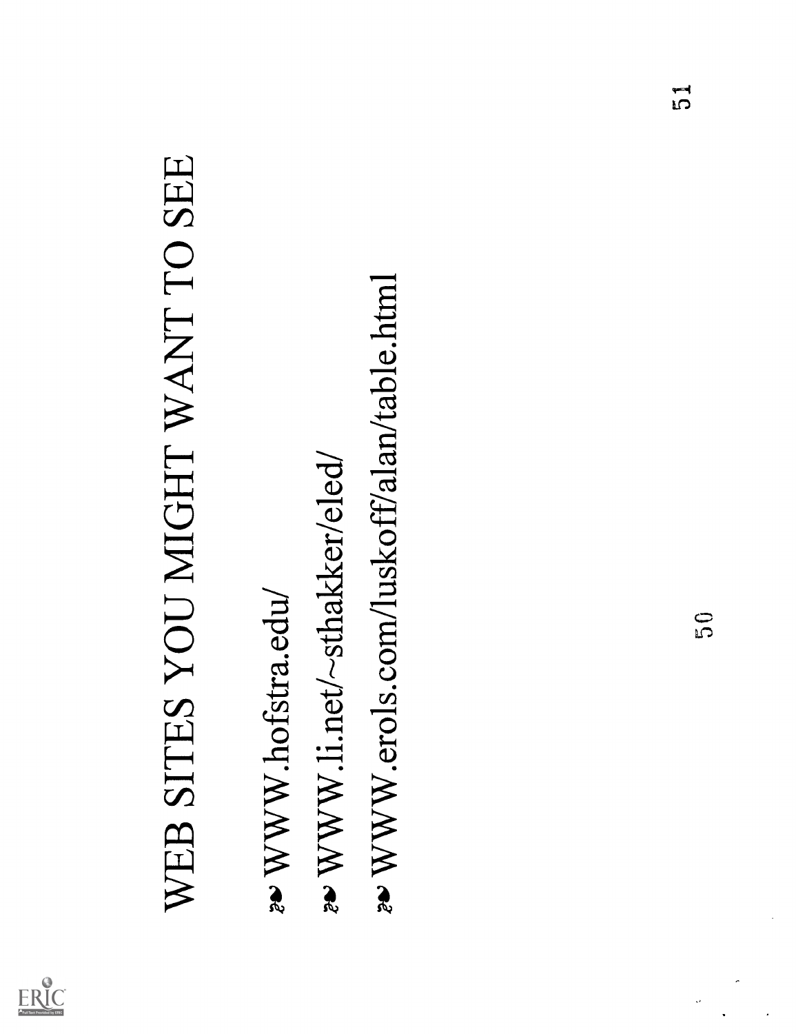# WEB SITES YOU MIGHT WANT TO SEE

- WWW.hofstra.edu/
- WWW.li.net/~sthakker/eled/
- WWW.erols.com/luskoff/alan/table.html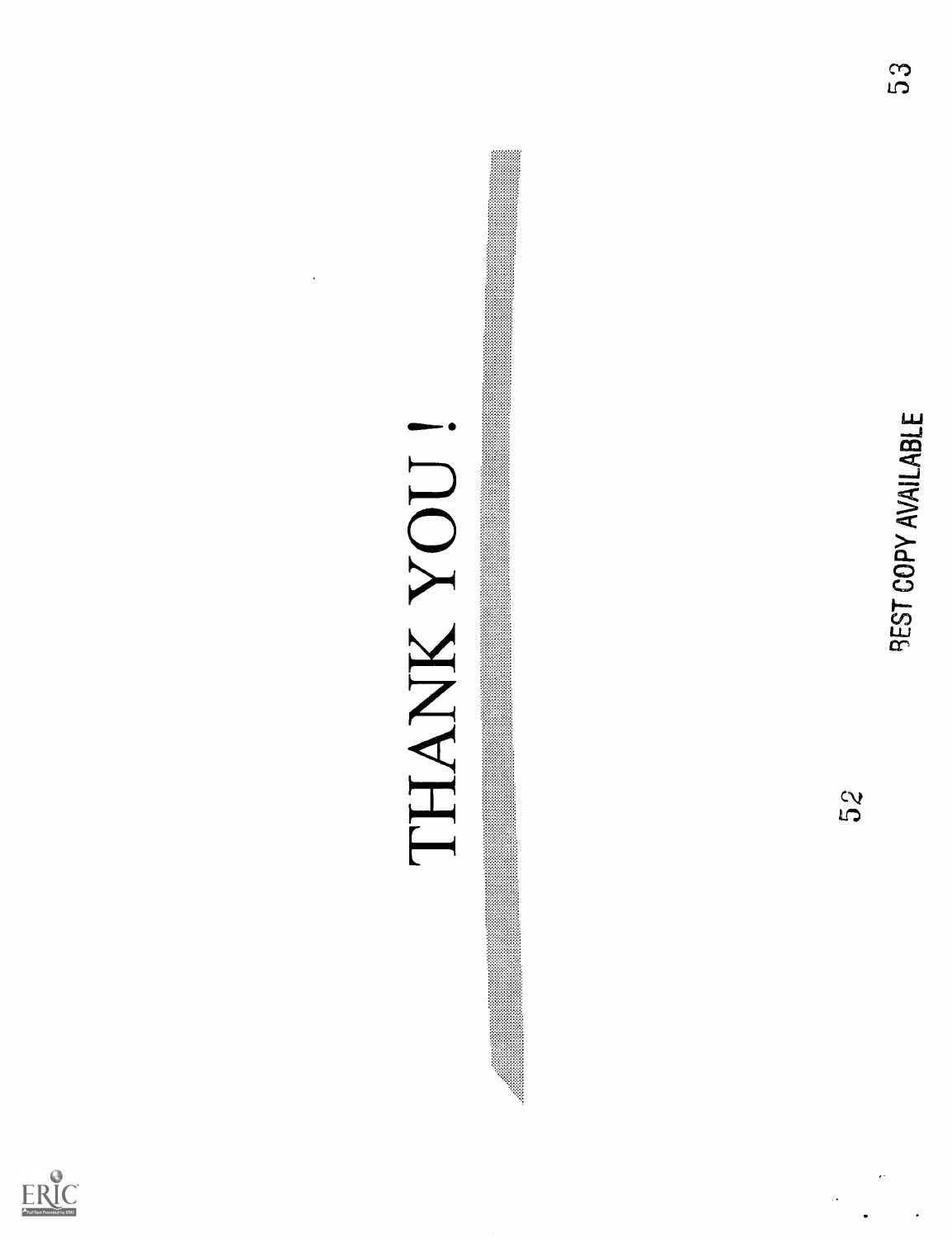# THANK YOU !

BEST COPY AVAILABLE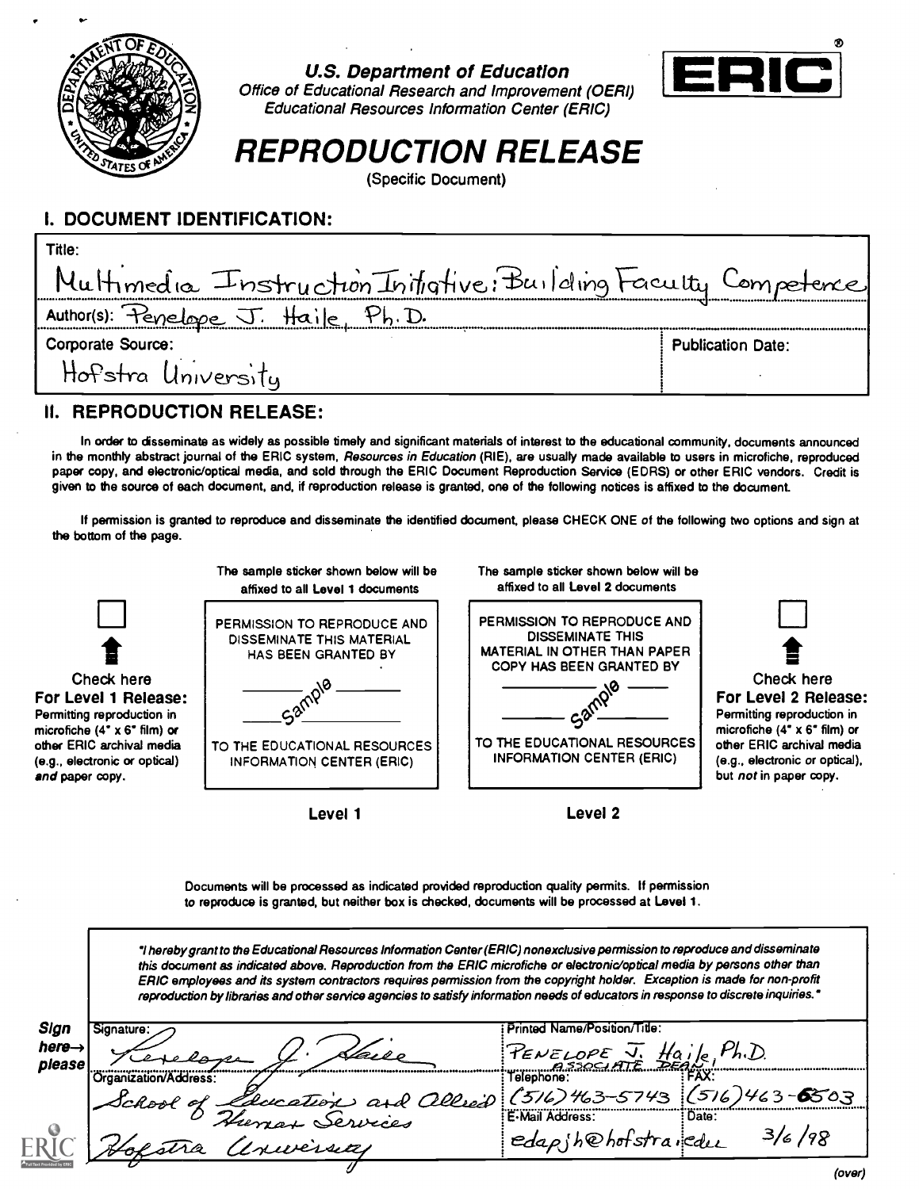**U.S. Department of Education**
*Office of Educational Research and Improvement (OERI)*
*Educational Resources Information Center (ERIC)*

# *REPRODUCTION RELEASE*

(Specific Document)

## I. DOCUMENT IDENTIFICATION:

| | |
|---|---|
| Title: Multimedia Instruction Initiative: Building Faculty Competence | |
| Author(s): Penelope J. Haile, Ph.D. | |
| Corporate Source: Hofstra University | Publication Date: |

## II. REPRODUCTION RELEASE:

In order to disseminate as widely as possible timely and significant materials of interest to the educational community, documents announced in the monthly abstract journal of the ERIC system, *Resources in Education* (RIE), are usually made available to users in microfiche, reproduced paper copy, and electronic/optical media, and sold through the ERIC Document Reproduction Service (EDRS) or other ERIC vendors. Credit is given to the source of each document, and, if reproduction release is granted, one of the following notices is affixed to the document.

If permission is granted to reproduce and disseminate the identified document, please CHECK ONE of the following two options and sign at the bottom of the page.

☐ Check here
**For Level 1 Release:**
Permitting reproduction in microfiche (4" x 6" film) or other ERIC archival media (e.g., electronic or optical) *and* paper copy.

The sample sticker shown below will be affixed to all Level 1 documents

PERMISSION TO REPRODUCE AND DISSEMINATE THIS MATERIAL HAS BEEN GRANTED BY

Sample

TO THE EDUCATIONAL RESOURCES INFORMATION CENTER (ERIC)

**Level 1**

The sample sticker shown below will be affixed to all Level 2 documents

PERMISSION TO REPRODUCE AND DISSEMINATE THIS MATERIAL IN OTHER THAN PAPER COPY HAS BEEN GRANTED BY

Sample

TO THE EDUCATIONAL RESOURCES INFORMATION CENTER (ERIC)

**Level 2**

☐ Check here
**For Level 2 Release:**
Permitting reproduction in microfiche (4" x 6" film) or other ERIC archival media (e.g., electronic or optical), but *not* in paper copy.

Documents will be processed as indicated provided reproduction quality permits. If permission to reproduce is granted, but neither box is checked, documents will be processed at Level 1.

*"I hereby grant to the Educational Resources Information Center (ERIC) nonexclusive permission to reproduce and disseminate this document as indicated above. Reproduction from the ERIC microfiche or electronic/optical media by persons other than ERIC employees and its system contractors requires permission from the copyright holder. Exception is made for non-profit reproduction by libraries and other service agencies to satisfy information needs of educators in response to discrete inquiries."*

**Sign here→ please**

| | | |
|---|---|---|
| Signature: Penelope J. Haile | Printed Name/Position/Title: PENELOPE J. Haile, Ph.D. ASSOCIATE DEAN | |
| Organization/Address: School of Education and Allied Human Services, Hofstra University | Telephone: (516) 463-5743 | FAX: (516) 463-6503 |
| | E-Mail Address: edapjh@hofstra.edu | Date: 3/6/98 |

(over)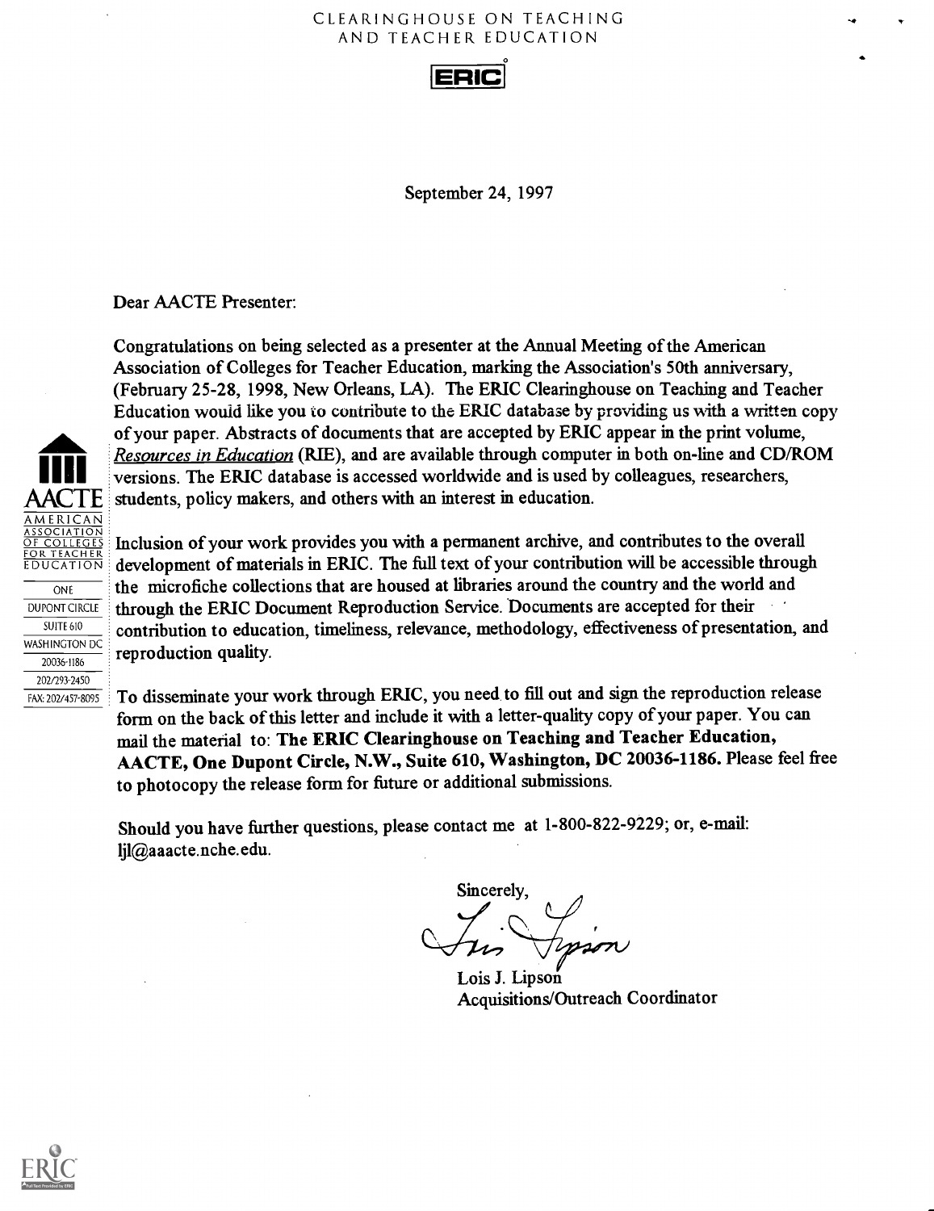CLEARINGHOUSE ON TEACHING AND TEACHER EDUCATION

ERIC

September 24, 1997

Dear AACTE Presenter:

Congratulations on being selected as a presenter at the Annual Meeting of the American Association of Colleges for Teacher Education, marking the Association's 50th anniversary, (February 25-28, 1998, New Orleans, LA). The ERIC Clearinghouse on Teaching and Teacher Education would like you to contribute to the ERIC database by providing us with a written copy of your paper. Abstracts of documents that are accepted by ERIC appear in the print volume, *Resources in Education* (RIE), and are available through computer in both on-line and CD/ROM versions. The ERIC database is accessed worldwide and is used by colleagues, researchers, students, policy makers, and others with an interest in education.

Inclusion of your work provides you with a permanent archive, and contributes to the overall development of materials in ERIC. The full text of your contribution will be accessible through the microfiche collections that are housed at libraries around the country and the world and through the ERIC Document Reproduction Service. Documents are accepted for their contribution to education, timeliness, relevance, methodology, effectiveness of presentation, and reproduction quality.

To disseminate your work through ERIC, you need to fill out and sign the reproduction release form on the back of this letter and include it with a letter-quality copy of your paper. You can mail the material to: **The ERIC Clearinghouse on Teaching and Teacher Education, AACTE, One Dupont Circle, N.W., Suite 610, Washington, DC 20036-1186.** Please feel free to photocopy the release form for future or additional submissions.

Should you have further questions, please contact me at 1-800-822-9229; or, e-mail: ljl@aaacte.nche.edu.

Sincerely,

Lois J. Lipson
Acquisitions/Outreach Coordinator

AACTE
AMERICAN ASSOCIATION OF COLLEGES FOR TEACHER EDUCATION
ONE DUPONT CIRCLE
SUITE 610
WASHINGTON DC
20036-1186
202/293-2450
FAX: 202/457-8095